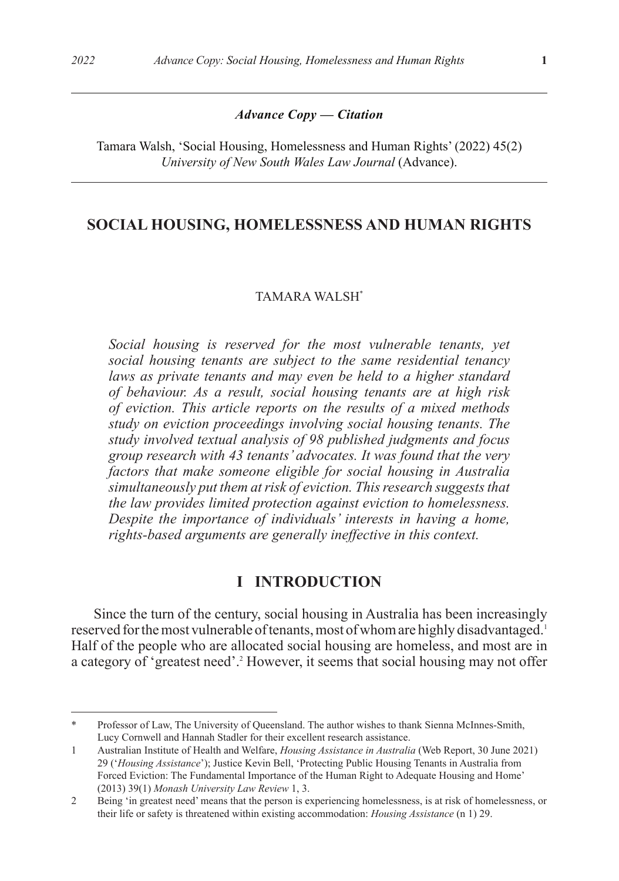***Advance Copy — Citation***

Tamara Walsh, 'Social Housing, Homelessness and Human Rights' (2022) 45(2) *University of New South Wales Law Journal* (Advance).

# SOCIAL HOUSING, HOMELESSNESS AND HUMAN RIGHTS

TAMARA WALSH[*]

*Social housing is reserved for the most vulnerable tenants, yet social housing tenants are subject to the same residential tenancy laws as private tenants and may even be held to a higher standard of behaviour. As a result, social housing tenants are at high risk of eviction. This article reports on the results of a mixed methods study on eviction proceedings involving social housing tenants. The study involved textual analysis of 98 published judgments and focus group research with 43 tenants' advocates. It was found that the very factors that make someone eligible for social housing in Australia simultaneously put them at risk of eviction. This research suggests that the law provides limited protection against eviction to homelessness. Despite the importance of individuals' interests in having a home, rights-based arguments are generally ineffective in this context.*

## I INTRODUCTION

Since the turn of the century, social housing in Australia has been increasingly reserved for the most vulnerable of tenants, most of whom are highly disadvantaged.[1] Half of the people who are allocated social housing are homeless, and most are in a category of 'greatest need'.[2] However, it seems that social housing may not offer

---

\* Professor of Law, The University of Queensland. The author wishes to thank Sienna McInnes-Smith, Lucy Cornwell and Hannah Stadler for their excellent research assistance.

1 Australian Institute of Health and Welfare, *Housing Assistance in Australia* (Web Report, 30 June 2021) 29 ('*Housing Assistance*'); Justice Kevin Bell, 'Protecting Public Housing Tenants in Australia from Forced Eviction: The Fundamental Importance of the Human Right to Adequate Housing and Home' (2013) 39(1) *Monash University Law Review* 1, 3.

2 Being 'in greatest need' means that the person is experiencing homelessness, is at risk of homelessness, or their life or safety is threatened within existing accommodation: *Housing Assistance* (n 1) 29.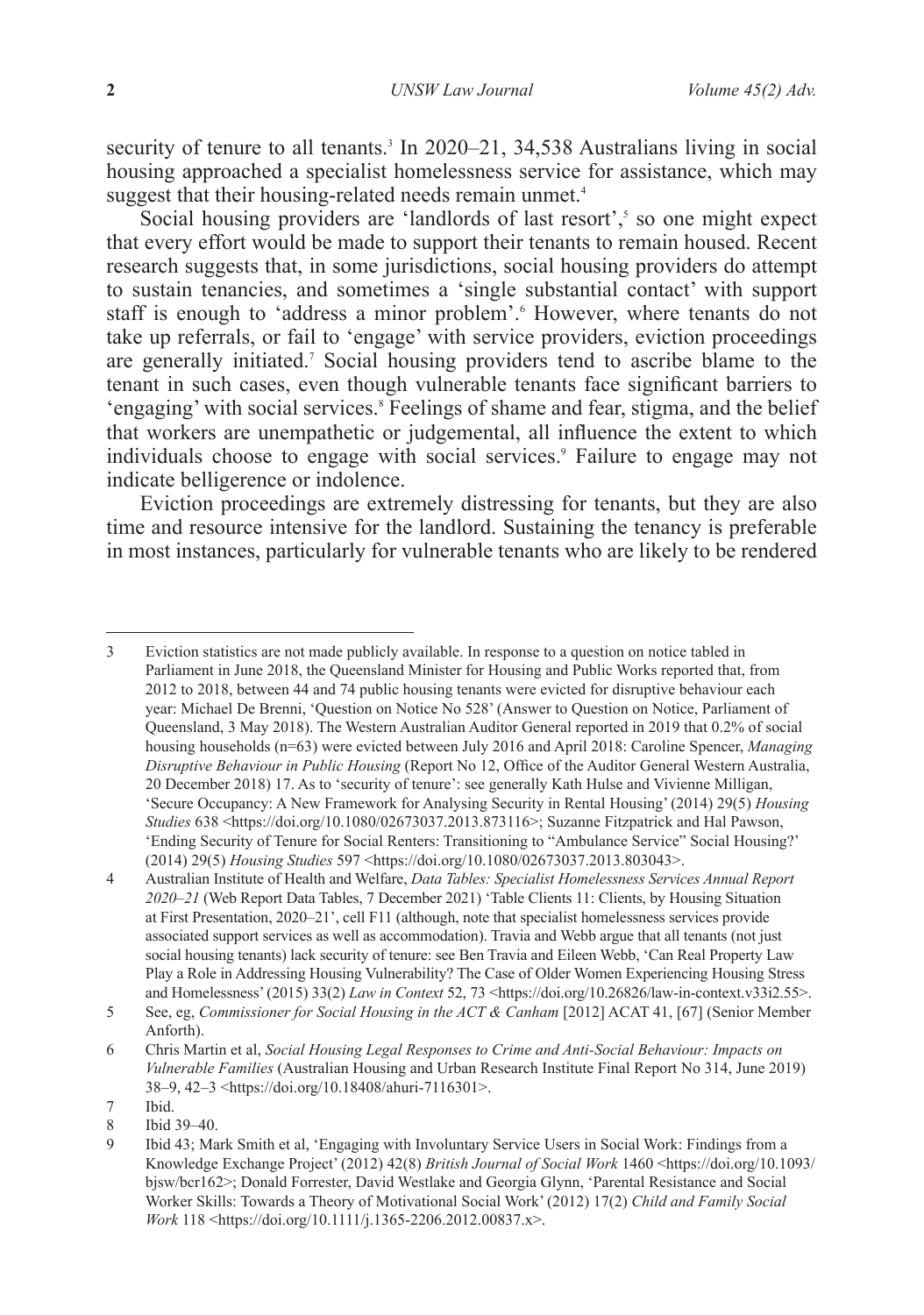security of tenure to all tenants.[3] In 2020–21, 34,538 Australians living in social housing approached a specialist homelessness service for assistance, which may suggest that their housing-related needs remain unmet.[4]

Social housing providers are 'landlords of last resort',[5] so one might expect that every effort would be made to support their tenants to remain housed. Recent research suggests that, in some jurisdictions, social housing providers do attempt to sustain tenancies, and sometimes a 'single substantial contact' with support staff is enough to 'address a minor problem'.[6] However, where tenants do not take up referrals, or fail to 'engage' with service providers, eviction proceedings are generally initiated.[7] Social housing providers tend to ascribe blame to the tenant in such cases, even though vulnerable tenants face significant barriers to 'engaging' with social services.[8] Feelings of shame and fear, stigma, and the belief that workers are unempathetic or judgemental, all influence the extent to which individuals choose to engage with social services.[9] Failure to engage may not indicate belligerence or indolence.

Eviction proceedings are extremely distressing for tenants, but they are also time and resource intensive for the landlord. Sustaining the tenancy is preferable in most instances, particularly for vulnerable tenants who are likely to be rendered

---

3 Eviction statistics are not made publicly available. In response to a question on notice tabled in Parliament in June 2018, the Queensland Minister for Housing and Public Works reported that, from 2012 to 2018, between 44 and 74 public housing tenants were evicted for disruptive behaviour each year: Michael De Brenni, 'Question on Notice No 528' (Answer to Question on Notice, Parliament of Queensland, 3 May 2018). The Western Australian Auditor General reported in 2019 that 0.2% of social housing households (n=63) were evicted between July 2016 and April 2018: Caroline Spencer, *Managing Disruptive Behaviour in Public Housing* (Report No 12, Office of the Auditor General Western Australia, 20 December 2018) 17. As to 'security of tenure': see generally Kath Hulse and Vivienne Milligan, 'Secure Occupancy: A New Framework for Analysing Security in Rental Housing' (2014) 29(5) *Housing Studies* 638 <https://doi.org/10.1080/02673037.2013.873116>; Suzanne Fitzpatrick and Hal Pawson, 'Ending Security of Tenure for Social Renters: Transitioning to "Ambulance Service" Social Housing?' (2014) 29(5) *Housing Studies* 597 <https://doi.org/10.1080/02673037.2013.803043>.

4 Australian Institute of Health and Welfare, *Data Tables: Specialist Homelessness Services Annual Report 2020–21* (Web Report Data Tables, 7 December 2021) 'Table Clients 11: Clients, by Housing Situation at First Presentation, 2020–21', cell F11 (although, note that specialist homelessness services provide associated support services as well as accommodation). Travia and Webb argue that all tenants (not just social housing tenants) lack security of tenure: see Ben Travia and Eileen Webb, 'Can Real Property Law Play a Role in Addressing Housing Vulnerability? The Case of Older Women Experiencing Housing Stress and Homelessness' (2015) 33(2) *Law in Context* 52, 73 <https://doi.org/10.26826/law-in-context.v33i2.55>.

5 See, eg, *Commissioner for Social Housing in the ACT & Canham* [2012] ACAT 41, [67] (Senior Member Anforth).

6 Chris Martin et al, *Social Housing Legal Responses to Crime and Anti-Social Behaviour: Impacts on Vulnerable Families* (Australian Housing and Urban Research Institute Final Report No 314, June 2019) 38–9, 42–3 <https://doi.org/10.18408/ahuri-7116301>.

7 Ibid.

8 Ibid 39–40.

9 Ibid 43; Mark Smith et al, 'Engaging with Involuntary Service Users in Social Work: Findings from a Knowledge Exchange Project' (2012) 42(8) *British Journal of Social Work* 1460 <https://doi.org/10.1093/bjsw/bcr162>; Donald Forrester, David Westlake and Georgia Glynn, 'Parental Resistance and Social Worker Skills: Towards a Theory of Motivational Social Work' (2012) 17(2) *Child and Family Social Work* 118 <https://doi.org/10.1111/j.1365-2206.2012.00837.x>.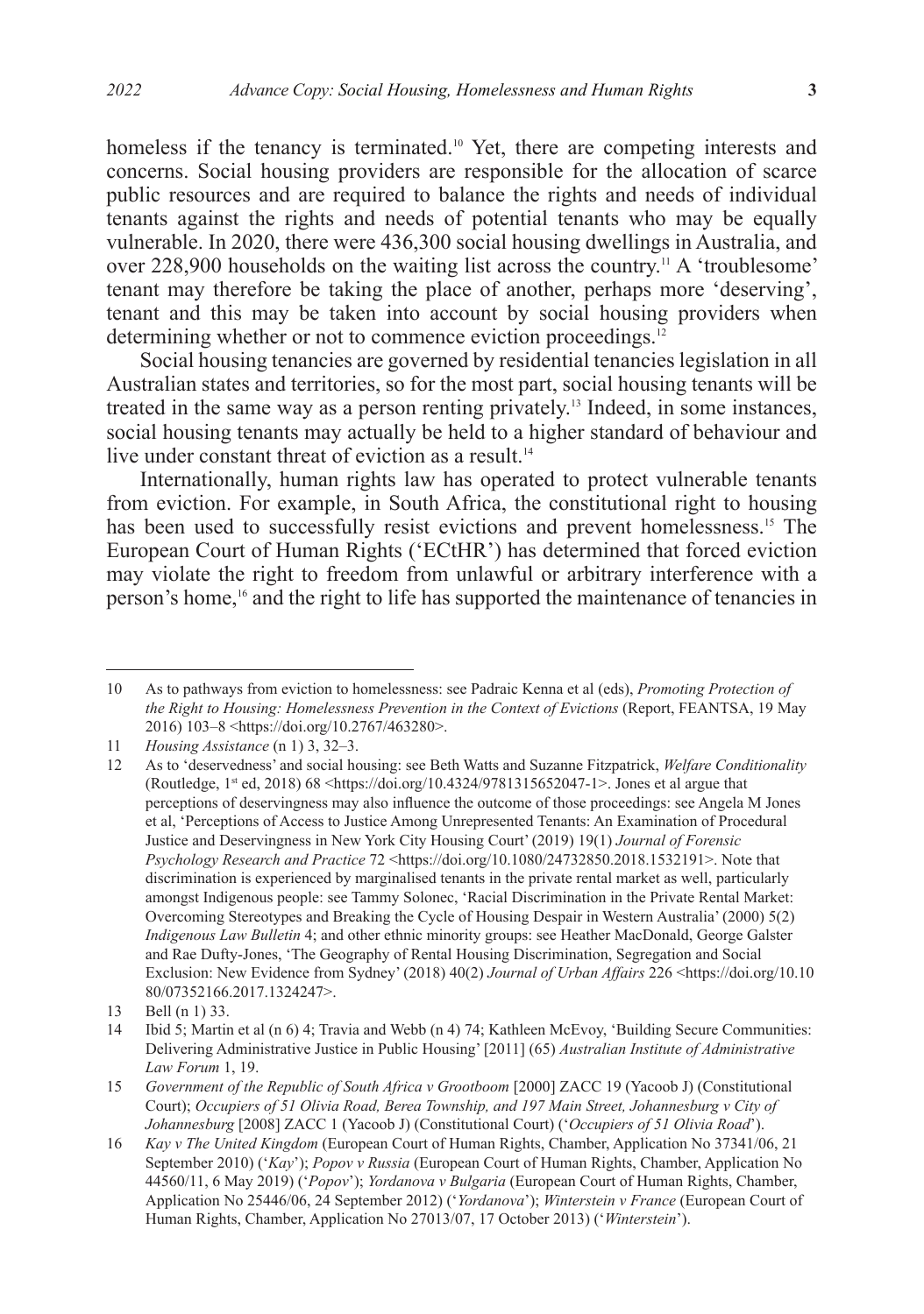homeless if the tenancy is terminated.[10] Yet, there are competing interests and concerns. Social housing providers are responsible for the allocation of scarce public resources and are required to balance the rights and needs of individual tenants against the rights and needs of potential tenants who may be equally vulnerable. In 2020, there were 436,300 social housing dwellings in Australia, and over 228,900 households on the waiting list across the country.[11] A 'troublesome' tenant may therefore be taking the place of another, perhaps more 'deserving', tenant and this may be taken into account by social housing providers when determining whether or not to commence eviction proceedings.[12]

Social housing tenancies are governed by residential tenancies legislation in all Australian states and territories, so for the most part, social housing tenants will be treated in the same way as a person renting privately.[13] Indeed, in some instances, social housing tenants may actually be held to a higher standard of behaviour and live under constant threat of eviction as a result.[14]

Internationally, human rights law has operated to protect vulnerable tenants from eviction. For example, in South Africa, the constitutional right to housing has been used to successfully resist evictions and prevent homelessness.[15] The European Court of Human Rights ('ECtHR') has determined that forced eviction may violate the right to freedom from unlawful or arbitrary interference with a person's home,[16] and the right to life has supported the maintenance of tenancies in

---

10 As to pathways from eviction to homelessness: see Padraic Kenna et al (eds), *Promoting Protection of the Right to Housing: Homelessness Prevention in the Context of Evictions* (Report, FEANTSA, 19 May 2016) 103–8 <https://doi.org/10.2767/463280>.

11 *Housing Assistance* (n 1) 3, 32–3.

12 As to 'deservedness' and social housing: see Beth Watts and Suzanne Fitzpatrick, *Welfare Conditionality* (Routledge, 1st ed, 2018) 68 <https://doi.org/10.4324/9781315652047-1>. Jones et al argue that perceptions of deservingness may also influence the outcome of those proceedings: see Angela M Jones et al, 'Perceptions of Access to Justice Among Unrepresented Tenants: An Examination of Procedural Justice and Deservingness in New York City Housing Court' (2019) 19(1) *Journal of Forensic Psychology Research and Practice* 72 <https://doi.org/10.1080/24732850.2018.1532191>. Note that discrimination is experienced by marginalised tenants in the private rental market as well, particularly amongst Indigenous people: see Tammy Solonec, 'Racial Discrimination in the Private Rental Market: Overcoming Stereotypes and Breaking the Cycle of Housing Despair in Western Australia' (2000) 5(2) *Indigenous Law Bulletin* 4; and other ethnic minority groups: see Heather MacDonald, George Galster and Rae Dufty-Jones, 'The Geography of Rental Housing Discrimination, Segregation and Social Exclusion: New Evidence from Sydney' (2018) 40(2) *Journal of Urban Affairs* 226 <https://doi.org/10.1080/07352166.2017.1324247>.

13 Bell (n 1) 33.

14 Ibid 5; Martin et al (n 6) 4; Travia and Webb (n 4) 74; Kathleen McEvoy, 'Building Secure Communities: Delivering Administrative Justice in Public Housing' [2011] (65) *Australian Institute of Administrative Law Forum* 1, 19.

15 *Government of the Republic of South Africa v Grootboom* [2000] ZACC 19 (Yacoob J) (Constitutional Court); *Occupiers of 51 Olivia Road, Berea Township, and 197 Main Street, Johannesburg v City of Johannesburg* [2008] ZACC 1 (Yacoob J) (Constitutional Court) ('*Occupiers of 51 Olivia Road*').

16 *Kay v The United Kingdom* (European Court of Human Rights, Chamber, Application No 37341/06, 21 September 2010) ('*Kay*'); *Popov v Russia* (European Court of Human Rights, Chamber, Application No 44560/11, 6 May 2019) ('*Popov*'); *Yordanova v Bulgaria* (European Court of Human Rights, Chamber, Application No 25446/06, 24 September 2012) ('*Yordanova*'); *Winterstein v France* (European Court of Human Rights, Chamber, Application No 27013/07, 17 October 2013) ('*Winterstein*').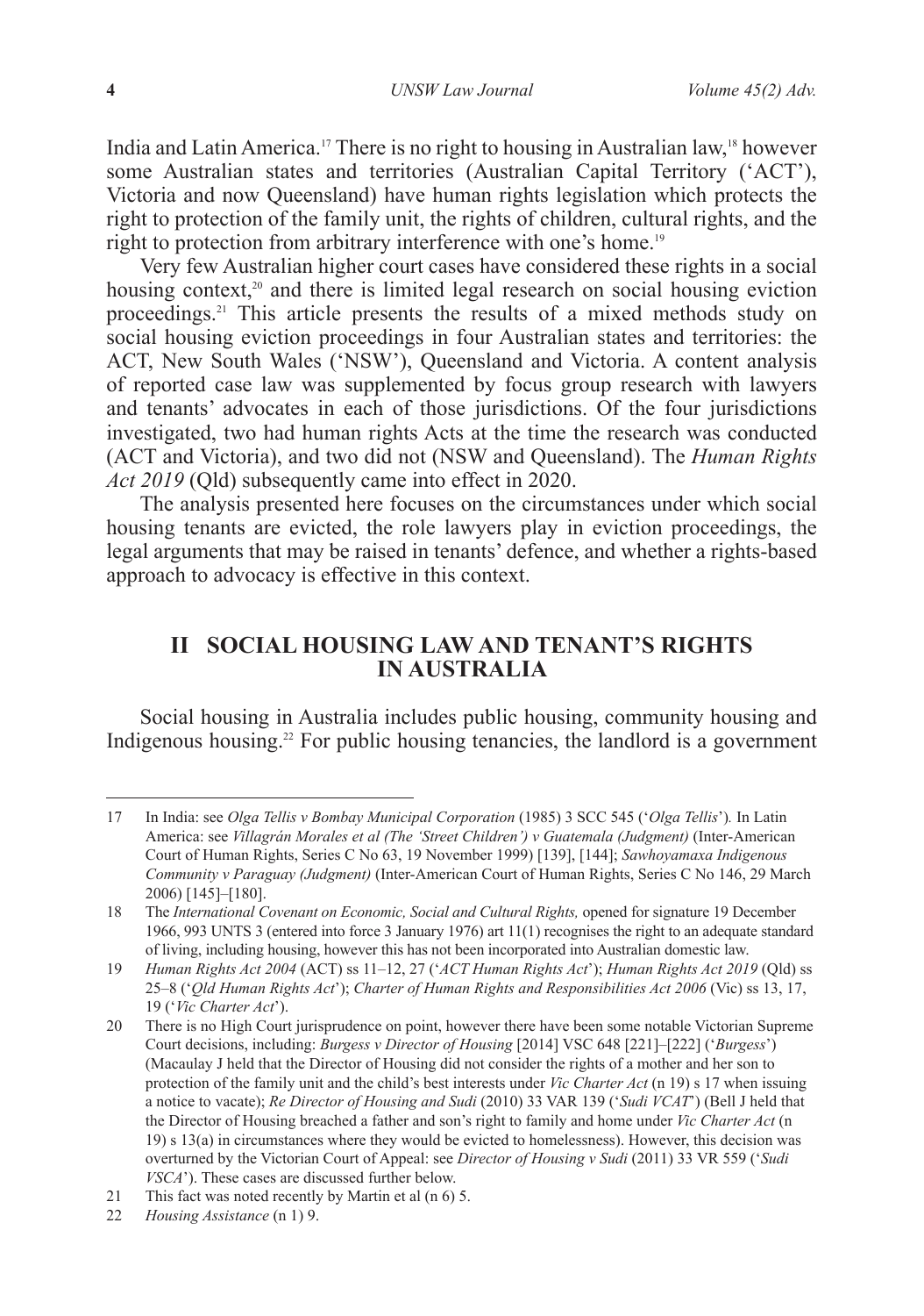India and Latin America.[17] There is no right to housing in Australian law,[18] however some Australian states and territories (Australian Capital Territory ('ACT'), Victoria and now Queensland) have human rights legislation which protects the right to protection of the family unit, the rights of children, cultural rights, and the right to protection from arbitrary interference with one's home.[19]

Very few Australian higher court cases have considered these rights in a social housing context,[20] and there is limited legal research on social housing eviction proceedings.[21] This article presents the results of a mixed methods study on social housing eviction proceedings in four Australian states and territories: the ACT, New South Wales ('NSW'), Queensland and Victoria. A content analysis of reported case law was supplemented by focus group research with lawyers and tenants' advocates in each of those jurisdictions. Of the four jurisdictions investigated, two had human rights Acts at the time the research was conducted (ACT and Victoria), and two did not (NSW and Queensland). The *Human Rights Act 2019* (Qld) subsequently came into effect in 2020.

The analysis presented here focuses on the circumstances under which social housing tenants are evicted, the role lawyers play in eviction proceedings, the legal arguments that may be raised in tenants' defence, and whether a rights-based approach to advocacy is effective in this context.

## II SOCIAL HOUSING LAW AND TENANT'S RIGHTS IN AUSTRALIA

Social housing in Australia includes public housing, community housing and Indigenous housing.[22] For public housing tenancies, the landlord is a government

---

17 In India: see *Olga Tellis v Bombay Municipal Corporation* (1985) 3 SCC 545 ('*Olga Tellis*'). In Latin America: see *Villagrán Morales et al (The 'Street Children') v Guatemala (Judgment)* (Inter-American Court of Human Rights, Series C No 63, 19 November 1999) [139], [144]; *Sawhoyamaxa Indigenous Community v Paraguay (Judgment)* (Inter-American Court of Human Rights, Series C No 146, 29 March 2006) [145]–[180].

18 The *International Covenant on Economic, Social and Cultural Rights,* opened for signature 19 December 1966, 993 UNTS 3 (entered into force 3 January 1976) art 11(1) recognises the right to an adequate standard of living, including housing, however this has not been incorporated into Australian domestic law.

19 *Human Rights Act 2004* (ACT) ss 11–12, 27 ('*ACT Human Rights Act*'); *Human Rights Act 2019* (Qld) ss 25–8 ('*Qld Human Rights Act*'); *Charter of Human Rights and Responsibilities Act 2006* (Vic) ss 13, 17, 19 ('*Vic Charter Act*').

20 There is no High Court jurisprudence on point, however there have been some notable Victorian Supreme Court decisions, including: *Burgess v Director of Housing* [2014] VSC 648 [221]–[222] ('*Burgess*') (Macaulay J held that the Director of Housing did not consider the rights of a mother and her son to protection of the family unit and the child's best interests under *Vic Charter Act* (n 19) s 17 when issuing a notice to vacate); *Re Director of Housing and Sudi* (2010) 33 VAR 139 ('*Sudi VCAT*') (Bell J held that the Director of Housing breached a father and son's right to family and home under *Vic Charter Act* (n 19) s 13(a) in circumstances where they would be evicted to homelessness). However, this decision was overturned by the Victorian Court of Appeal: see *Director of Housing v Sudi* (2011) 33 VR 559 ('*Sudi VSCA*'). These cases are discussed further below.

21 This fact was noted recently by Martin et al (n 6) 5.

22 *Housing Assistance* (n 1) 9.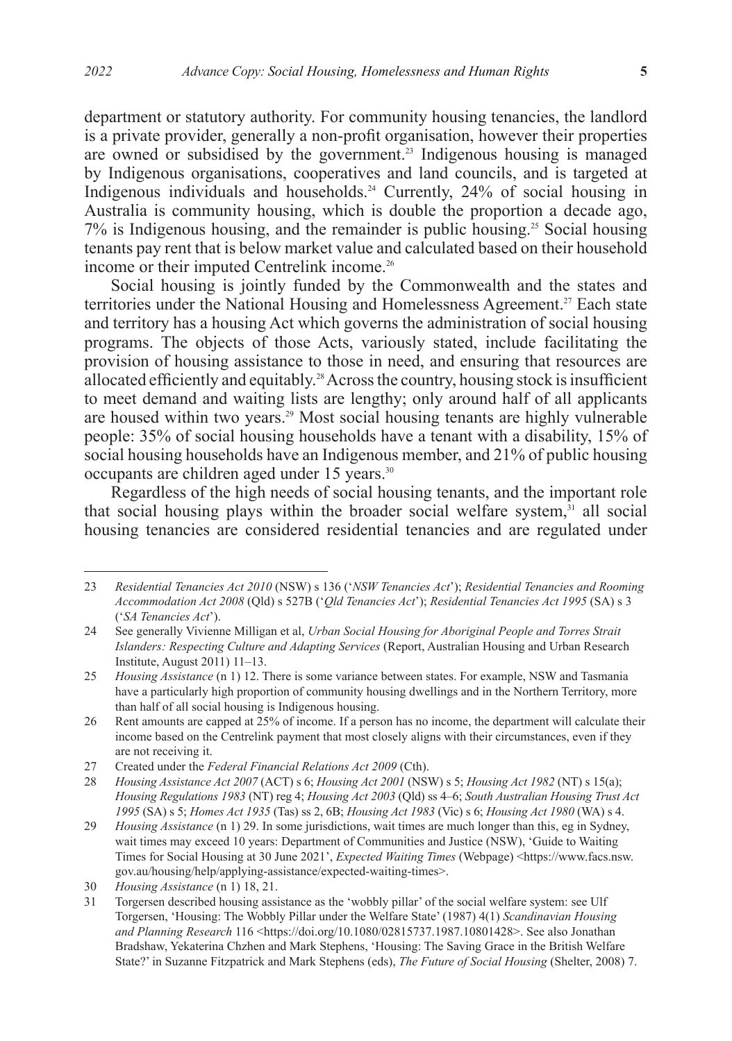department or statutory authority. For community housing tenancies, the landlord is a private provider, generally a non-profit organisation, however their properties are owned or subsidised by the government.[23] Indigenous housing is managed by Indigenous organisations, cooperatives and land councils, and is targeted at Indigenous individuals and households.[24] Currently, 24% of social housing in Australia is community housing, which is double the proportion a decade ago, 7% is Indigenous housing, and the remainder is public housing.[25] Social housing tenants pay rent that is below market value and calculated based on their household income or their imputed Centrelink income.[26]

Social housing is jointly funded by the Commonwealth and the states and territories under the National Housing and Homelessness Agreement.[27] Each state and territory has a housing Act which governs the administration of social housing programs. The objects of those Acts, variously stated, include facilitating the provision of housing assistance to those in need, and ensuring that resources are allocated efficiently and equitably.[28] Across the country, housing stock is insufficient to meet demand and waiting lists are lengthy; only around half of all applicants are housed within two years.[29] Most social housing tenants are highly vulnerable people: 35% of social housing households have a tenant with a disability, 15% of social housing households have an Indigenous member, and 21% of public housing occupants are children aged under 15 years.[30]

Regardless of the high needs of social housing tenants, and the important role that social housing plays within the broader social welfare system,[31] all social housing tenancies are considered residential tenancies and are regulated under

---

23 *Residential Tenancies Act 2010* (NSW) s 136 ('*NSW Tenancies Act*'); *Residential Tenancies and Rooming Accommodation Act 2008* (Qld) s 527B ('*Qld Tenancies Act*'); *Residential Tenancies Act 1995* (SA) s 3 ('*SA Tenancies Act*').

24 See generally Vivienne Milligan et al, *Urban Social Housing for Aboriginal People and Torres Strait Islanders: Respecting Culture and Adapting Services* (Report, Australian Housing and Urban Research Institute, August 2011) 11–13.

25 *Housing Assistance* (n 1) 12. There is some variance between states. For example, NSW and Tasmania have a particularly high proportion of community housing dwellings and in the Northern Territory, more than half of all social housing is Indigenous housing.

26 Rent amounts are capped at 25% of income. If a person has no income, the department will calculate their income based on the Centrelink payment that most closely aligns with their circumstances, even if they are not receiving it.

27 Created under the *Federal Financial Relations Act 2009* (Cth).

28 *Housing Assistance Act 2007* (ACT) s 6; *Housing Act 2001* (NSW) s 5; *Housing Act 1982* (NT) s 15(a); *Housing Regulations 1983* (NT) reg 4; *Housing Act 2003* (Qld) ss 4–6; *South Australian Housing Trust Act 1995* (SA) s 5; *Homes Act 1935* (Tas) ss 2, 6B; *Housing Act 1983* (Vic) s 6; *Housing Act 1980* (WA) s 4.

29 *Housing Assistance* (n 1) 29. In some jurisdictions, wait times are much longer than this, eg in Sydney, wait times may exceed 10 years: Department of Communities and Justice (NSW), 'Guide to Waiting Times for Social Housing at 30 June 2021', *Expected Waiting Times* (Webpage) <https://www.facs.nsw.gov.au/housing/help/applying-assistance/expected-waiting-times>.

30 *Housing Assistance* (n 1) 18, 21.

31 Torgersen described housing assistance as the 'wobbly pillar' of the social welfare system: see Ulf Torgersen, 'Housing: The Wobbly Pillar under the Welfare State' (1987) 4(1) *Scandinavian Housing and Planning Research* 116 <https://doi.org/10.1080/02815737.1987.10801428>. See also Jonathan Bradshaw, Yekaterina Chzhen and Mark Stephens, 'Housing: The Saving Grace in the British Welfare State?' in Suzanne Fitzpatrick and Mark Stephens (eds), *The Future of Social Housing* (Shelter, 2008) 7.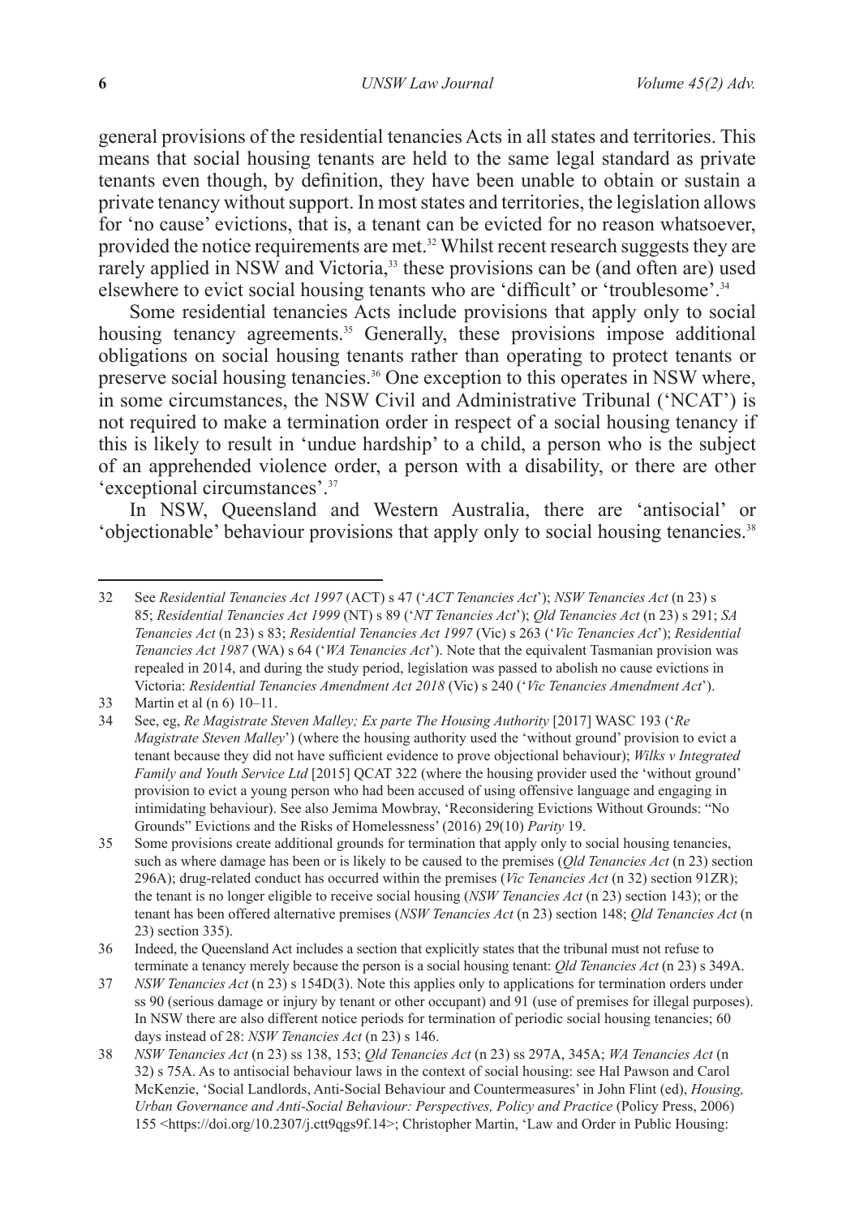general provisions of the residential tenancies Acts in all states and territories. This means that social housing tenants are held to the same legal standard as private tenants even though, by definition, they have been unable to obtain or sustain a private tenancy without support. In most states and territories, the legislation allows for 'no cause' evictions, that is, a tenant can be evicted for no reason whatsoever, provided the notice requirements are met.[32] Whilst recent research suggests they are rarely applied in NSW and Victoria,[33] these provisions can be (and often are) used elsewhere to evict social housing tenants who are 'difficult' or 'troublesome'.[34]

Some residential tenancies Acts include provisions that apply only to social housing tenancy agreements.[35] Generally, these provisions impose additional obligations on social housing tenants rather than operating to protect tenants or preserve social housing tenancies.[36] One exception to this operates in NSW where, in some circumstances, the NSW Civil and Administrative Tribunal ('NCAT') is not required to make a termination order in respect of a social housing tenancy if this is likely to result in 'undue hardship' to a child, a person who is the subject of an apprehended violence order, a person with a disability, or there are other 'exceptional circumstances'.[37]

In NSW, Queensland and Western Australia, there are 'antisocial' or 'objectionable' behaviour provisions that apply only to social housing tenancies.[38]

---

32 See *Residential Tenancies Act 1997* (ACT) s 47 ('*ACT Tenancies Act*'); *NSW Tenancies Act* (n 23) s 85; *Residential Tenancies Act 1999* (NT) s 89 ('*NT Tenancies Act*'); *Qld Tenancies Act* (n 23) s 291; *SA Tenancies Act* (n 23) s 83; *Residential Tenancies Act 1997* (Vic) s 263 ('*Vic Tenancies Act*'); *Residential Tenancies Act 1987* (WA) s 64 ('*WA Tenancies Act*'). Note that the equivalent Tasmanian provision was repealed in 2014, and during the study period, legislation was passed to abolish no cause evictions in Victoria: *Residential Tenancies Amendment Act 2018* (Vic) s 240 ('*Vic Tenancies Amendment Act*').

33 Martin et al (n 6) 10–11.

34 See, eg, *Re Magistrate Steven Malley; Ex parte The Housing Authority* [2017] WASC 193 ('*Re Magistrate Steven Malley*') (where the housing authority used the 'without ground' provision to evict a tenant because they did not have sufficient evidence to prove objectional behaviour); *Wilks v Integrated Family and Youth Service Ltd* [2015] QCAT 322 (where the housing provider used the 'without ground' provision to evict a young person who had been accused of using offensive language and engaging in intimidating behaviour). See also Jemima Mowbray, 'Reconsidering Evictions Without Grounds: "No Grounds" Evictions and the Risks of Homelessness' (2016) 29(10) *Parity* 19.

35 Some provisions create additional grounds for termination that apply only to social housing tenancies, such as where damage has been or is likely to be caused to the premises (*Qld Tenancies Act* (n 23) section 296A); drug-related conduct has occurred within the premises (*Vic Tenancies Act* (n 32) section 91ZR); the tenant is no longer eligible to receive social housing (*NSW Tenancies Act* (n 23) section 143); or the tenant has been offered alternative premises (*NSW Tenancies Act* (n 23) section 148; *Qld Tenancies Act* (n 23) section 335).

36 Indeed, the Queensland Act includes a section that explicitly states that the tribunal must not refuse to terminate a tenancy merely because the person is a social housing tenant: *Qld Tenancies Act* (n 23) s 349A.

37 *NSW Tenancies Act* (n 23) s 154D(3). Note this applies only to applications for termination orders under ss 90 (serious damage or injury by tenant or other occupant) and 91 (use of premises for illegal purposes). In NSW there are also different notice periods for termination of periodic social housing tenancies; 60 days instead of 28: *NSW Tenancies Act* (n 23) s 146.

38 *NSW Tenancies Act* (n 23) ss 138, 153; *Qld Tenancies Act* (n 23) ss 297A, 345A; *WA Tenancies Act* (n 32) s 75A. As to antisocial behaviour laws in the context of social housing: see Hal Pawson and Carol McKenzie, 'Social Landlords, Anti-Social Behaviour and Countermeasures' in John Flint (ed), *Housing, Urban Governance and Anti-Social Behaviour: Perspectives, Policy and Practice* (Policy Press, 2006) 155 <https://doi.org/10.2307/j.ctt9qgs9f.14>; Christopher Martin, 'Law and Order in Public Housing: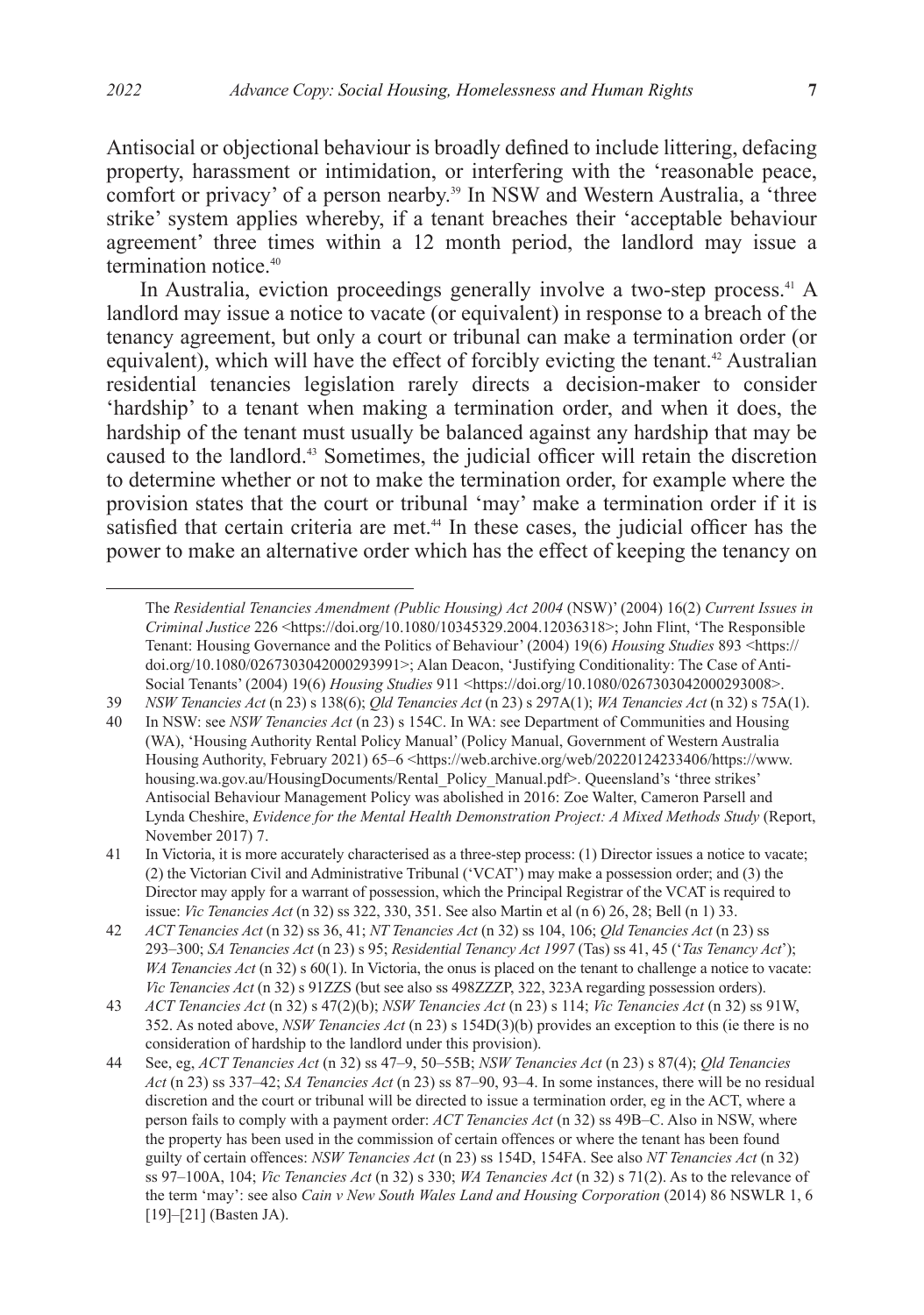Antisocial or objectional behaviour is broadly defined to include littering, defacing property, harassment or intimidation, or interfering with the 'reasonable peace, comfort or privacy' of a person nearby.[39] In NSW and Western Australia, a 'three strike' system applies whereby, if a tenant breaches their 'acceptable behaviour agreement' three times within a 12 month period, the landlord may issue a termination notice.[40]

In Australia, eviction proceedings generally involve a two-step process.[41] A landlord may issue a notice to vacate (or equivalent) in response to a breach of the tenancy agreement, but only a court or tribunal can make a termination order (or equivalent), which will have the effect of forcibly evicting the tenant.[42] Australian residential tenancies legislation rarely directs a decision-maker to consider 'hardship' to a tenant when making a termination order, and when it does, the hardship of the tenant must usually be balanced against any hardship that may be caused to the landlord.[43] Sometimes, the judicial officer will retain the discretion to determine whether or not to make the termination order, for example where the provision states that the court or tribunal 'may' make a termination order if it is satisfied that certain criteria are met.[44] In these cases, the judicial officer has the power to make an alternative order which has the effect of keeping the tenancy on

---

The *Residential Tenancies Amendment (Public Housing) Act 2004* (NSW)' (2004) 16(2) *Current Issues in Criminal Justice* 226 <https://doi.org/10.1080/10345329.2004.12036318>; John Flint, 'The Responsible Tenant: Housing Governance and the Politics of Behaviour' (2004) 19(6) *Housing Studies* 893 <https://doi.org/10.1080/0267303042000293991>; Alan Deacon, 'Justifying Conditionality: The Case of Anti-Social Tenants' (2004) 19(6) *Housing Studies* 911 <https://doi.org/10.1080/0267303042000293008>.

39 *NSW Tenancies Act* (n 23) s 138(6); *Qld Tenancies Act* (n 23) s 297A(1); *WA Tenancies Act* (n 32) s 75A(1).

40 In NSW: see *NSW Tenancies Act* (n 23) s 154C. In WA: see Department of Communities and Housing (WA), 'Housing Authority Rental Policy Manual' (Policy Manual, Government of Western Australia Housing Authority, February 2021) 65–6 <https://web.archive.org/web/20220124233406/https://www.housing.wa.gov.au/HousingDocuments/Rental_Policy_Manual.pdf>. Queensland's 'three strikes' Antisocial Behaviour Management Policy was abolished in 2016: Zoe Walter, Cameron Parsell and Lynda Cheshire, *Evidence for the Mental Health Demonstration Project: A Mixed Methods Study* (Report, November 2017) 7.

41 In Victoria, it is more accurately characterised as a three-step process: (1) Director issues a notice to vacate; (2) the Victorian Civil and Administrative Tribunal ('VCAT') may make a possession order; and (3) the Director may apply for a warrant of possession, which the Principal Registrar of the VCAT is required to issue: *Vic Tenancies Act* (n 32) ss 322, 330, 351. See also Martin et al (n 6) 26, 28; Bell (n 1) 33.

42 *ACT Tenancies Act* (n 32) ss 36, 41; *NT Tenancies Act* (n 32) ss 104, 106; *Qld Tenancies Act* (n 23) ss 293–300; *SA Tenancies Act* (n 23) s 95; *Residential Tenancy Act 1997* (Tas) ss 41, 45 ('*Tas Tenancy Act*'); *WA Tenancies Act* (n 32) s 60(1). In Victoria, the onus is placed on the tenant to challenge a notice to vacate: *Vic Tenancies Act* (n 32) s 91ZZS (but see also ss 498ZZZP, 322, 323A regarding possession orders).

43 *ACT Tenancies Act* (n 32) s 47(2)(b); *NSW Tenancies Act* (n 23) s 114; *Vic Tenancies Act* (n 32) ss 91W, 352. As noted above, *NSW Tenancies Act* (n 23) s 154D(3)(b) provides an exception to this (ie there is no consideration of hardship to the landlord under this provision).

44 See, eg, *ACT Tenancies Act* (n 32) ss 47–9, 50–55B; *NSW Tenancies Act* (n 23) s 87(4); *Qld Tenancies Act* (n 23) ss 337–42; *SA Tenancies Act* (n 23) ss 87–90, 93–4. In some instances, there will be no residual discretion and the court or tribunal will be directed to issue a termination order, eg in the ACT, where a person fails to comply with a payment order: *ACT Tenancies Act* (n 32) ss 49B–C. Also in NSW, where the property has been used in the commission of certain offences or where the tenant has been found guilty of certain offences: *NSW Tenancies Act* (n 23) ss 154D, 154FA. See also *NT Tenancies Act* (n 32) ss 97–100A, 104; *Vic Tenancies Act* (n 32) s 330; *WA Tenancies Act* (n 32) s 71(2). As to the relevance of the term 'may': see also *Cain v New South Wales Land and Housing Corporation* (2014) 86 NSWLR 1, 6 [19]–[21] (Basten JA).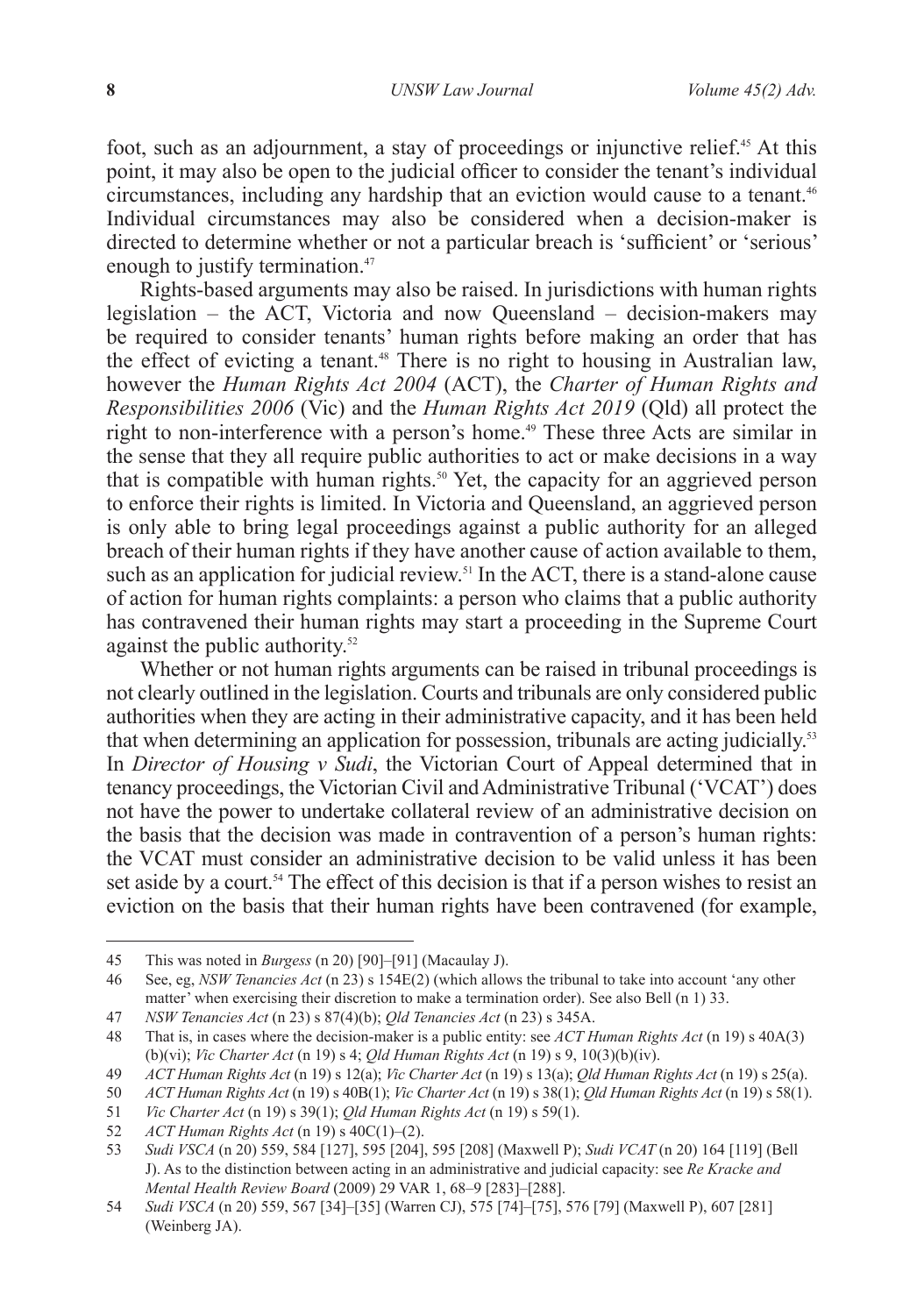foot, such as an adjournment, a stay of proceedings or injunctive relief.[45] At this point, it may also be open to the judicial officer to consider the tenant's individual circumstances, including any hardship that an eviction would cause to a tenant.[46] Individual circumstances may also be considered when a decision-maker is directed to determine whether or not a particular breach is 'sufficient' or 'serious' enough to justify termination.[47]

Rights-based arguments may also be raised. In jurisdictions with human rights legislation – the ACT, Victoria and now Queensland – decision-makers may be required to consider tenants' human rights before making an order that has the effect of evicting a tenant.[48] There is no right to housing in Australian law, however the *Human Rights Act 2004* (ACT), the *Charter of Human Rights and Responsibilities 2006* (Vic) and the *Human Rights Act 2019* (Qld) all protect the right to non-interference with a person's home.[49] These three Acts are similar in the sense that they all require public authorities to act or make decisions in a way that is compatible with human rights.[50] Yet, the capacity for an aggrieved person to enforce their rights is limited. In Victoria and Queensland, an aggrieved person is only able to bring legal proceedings against a public authority for an alleged breach of their human rights if they have another cause of action available to them, such as an application for judicial review.[51] In the ACT, there is a stand-alone cause of action for human rights complaints: a person who claims that a public authority has contravened their human rights may start a proceeding in the Supreme Court against the public authority.[52]

Whether or not human rights arguments can be raised in tribunal proceedings is not clearly outlined in the legislation. Courts and tribunals are only considered public authorities when they are acting in their administrative capacity, and it has been held that when determining an application for possession, tribunals are acting judicially.[53] In *Director of Housing v Sudi*, the Victorian Court of Appeal determined that in tenancy proceedings, the Victorian Civil and Administrative Tribunal ('VCAT') does not have the power to undertake collateral review of an administrative decision on the basis that the decision was made in contravention of a person's human rights: the VCAT must consider an administrative decision to be valid unless it has been set aside by a court.[54] The effect of this decision is that if a person wishes to resist an eviction on the basis that their human rights have been contravened (for example,

---

45 This was noted in *Burgess* (n 20) [90]–[91] (Macaulay J).

46 See, eg, *NSW Tenancies Act* (n 23) s 154E(2) (which allows the tribunal to take into account 'any other matter' when exercising their discretion to make a termination order). See also Bell (n 1) 33.

47 *NSW Tenancies Act* (n 23) s 87(4)(b); *Qld Tenancies Act* (n 23) s 345A.

48 That is, in cases where the decision-maker is a public entity: see *ACT Human Rights Act* (n 19) s 40A(3)(b)(vi); *Vic Charter Act* (n 19) s 4; *Qld Human Rights Act* (n 19) s 9, 10(3)(b)(iv).

49 *ACT Human Rights Act* (n 19) s 12(a); *Vic Charter Act* (n 19) s 13(a); *Qld Human Rights Act* (n 19) s 25(a).

50 *ACT Human Rights Act* (n 19) s 40B(1); *Vic Charter Act* (n 19) s 38(1); *Qld Human Rights Act* (n 19) s 58(1).

51 *Vic Charter Act* (n 19) s 39(1); *Qld Human Rights Act* (n 19) s 59(1).

52 *ACT Human Rights Act* (n 19) s 40C(1)–(2).

53 *Sudi VSCA* (n 20) 559, 584 [127], 595 [204], 595 [208] (Maxwell P); *Sudi VCAT* (n 20) 164 [119] (Bell J). As to the distinction between acting in an administrative and judicial capacity: see *Re Kracke and Mental Health Review Board* (2009) 29 VAR 1, 68–9 [283]–[288].

54 *Sudi VSCA* (n 20) 559, 567 [34]–[35] (Warren CJ), 575 [74]–[75], 576 [79] (Maxwell P), 607 [281] (Weinberg JA).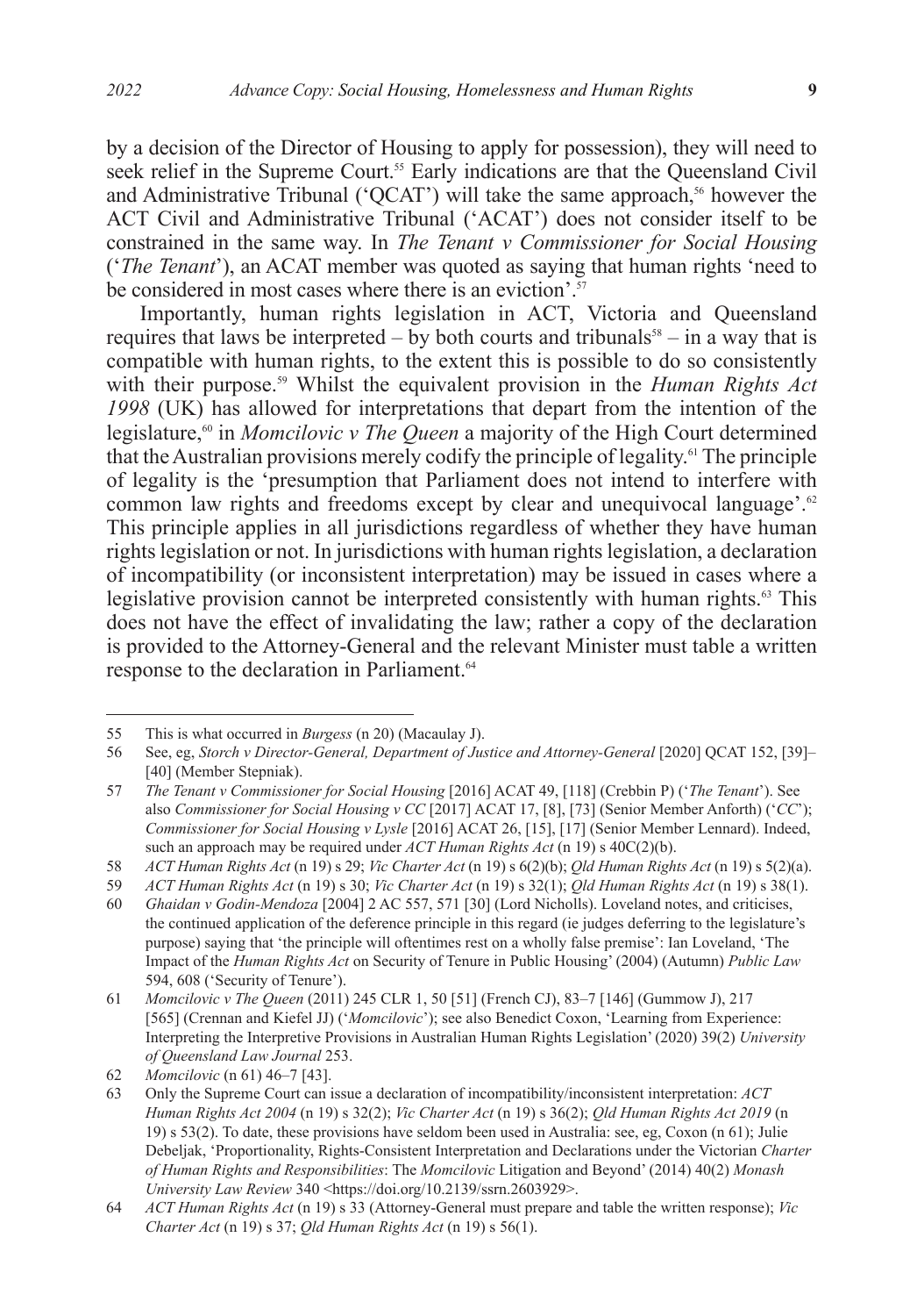by a decision of the Director of Housing to apply for possession), they will need to seek relief in the Supreme Court.[55] Early indications are that the Queensland Civil and Administrative Tribunal ('QCAT') will take the same approach,[56] however the ACT Civil and Administrative Tribunal ('ACAT') does not consider itself to be constrained in the same way. In *The Tenant v Commissioner for Social Housing* ('*The Tenant*'), an ACAT member was quoted as saying that human rights 'need to be considered in most cases where there is an eviction'.[57]

Importantly, human rights legislation in ACT, Victoria and Queensland requires that laws be interpreted – by both courts and tribunals[58] – in a way that is compatible with human rights, to the extent this is possible to do so consistently with their purpose.[59] Whilst the equivalent provision in the *Human Rights Act 1998* (UK) has allowed for interpretations that depart from the intention of the legislature,[60] in *Momcilovic v The Queen* a majority of the High Court determined that the Australian provisions merely codify the principle of legality.[61] The principle of legality is the 'presumption that Parliament does not intend to interfere with common law rights and freedoms except by clear and unequivocal language'.[62] This principle applies in all jurisdictions regardless of whether they have human rights legislation or not. In jurisdictions with human rights legislation, a declaration of incompatibility (or inconsistent interpretation) may be issued in cases where a legislative provision cannot be interpreted consistently with human rights.[63] This does not have the effect of invalidating the law; rather a copy of the declaration is provided to the Attorney-General and the relevant Minister must table a written response to the declaration in Parliament.[64]

---

55 This is what occurred in *Burgess* (n 20) (Macaulay J).

56 See, eg, *Storch v Director-General, Department of Justice and Attorney-General* [2020] QCAT 152, [39]–[40] (Member Stepniak).

57 *The Tenant v Commissioner for Social Housing* [2016] ACAT 49, [118] (Crebbin P) ('*The Tenant*'). See also *Commissioner for Social Housing v CC* [2017] ACAT 17, [8], [73] (Senior Member Anforth) ('*CC*'); *Commissioner for Social Housing v Lysle* [2016] ACAT 26, [15], [17] (Senior Member Lennard). Indeed, such an approach may be required under *ACT Human Rights Act* (n 19) s 40C(2)(b).

58 *ACT Human Rights Act* (n 19) s 29; *Vic Charter Act* (n 19) s 6(2)(b); *Qld Human Rights Act* (n 19) s 5(2)(a).

59 *ACT Human Rights Act* (n 19) s 30; *Vic Charter Act* (n 19) s 32(1); *Qld Human Rights Act* (n 19) s 38(1).

60 *Ghaidan v Godin-Mendoza* [2004] 2 AC 557, 571 [30] (Lord Nicholls). Loveland notes, and criticises, the continued application of the deference principle in this regard (ie judges deferring to the legislature's purpose) saying that 'the principle will oftentimes rest on a wholly false premise': Ian Loveland, 'The Impact of the *Human Rights Act* on Security of Tenure in Public Housing' (2004) (Autumn) *Public Law* 594, 608 ('Security of Tenure').

61 *Momcilovic v The Queen* (2011) 245 CLR 1, 50 [51] (French CJ), 83–7 [146] (Gummow J), 217 [565] (Crennan and Kiefel JJ) ('*Momcilovic*'); see also Benedict Coxon, 'Learning from Experience: Interpreting the Interpretive Provisions in Australian Human Rights Legislation' (2020) 39(2) *University of Queensland Law Journal* 253.

62 *Momcilovic* (n 61) 46–7 [43].

63 Only the Supreme Court can issue a declaration of incompatibility/inconsistent interpretation: *ACT Human Rights Act 2004* (n 19) s 32(2); *Vic Charter Act* (n 19) s 36(2); *Qld Human Rights Act 2019* (n 19) s 53(2). To date, these provisions have seldom been used in Australia: see, eg, Coxon (n 61); Julie Debeljak, 'Proportionality, Rights-Consistent Interpretation and Declarations under the Victorian *Charter of Human Rights and Responsibilities*: The *Momcilovic* Litigation and Beyond' (2014) 40(2) *Monash University Law Review* 340 <https://doi.org/10.2139/ssrn.2603929>.

64 *ACT Human Rights Act* (n 19) s 33 (Attorney-General must prepare and table the written response); *Vic Charter Act* (n 19) s 37; *Qld Human Rights Act* (n 19) s 56(1).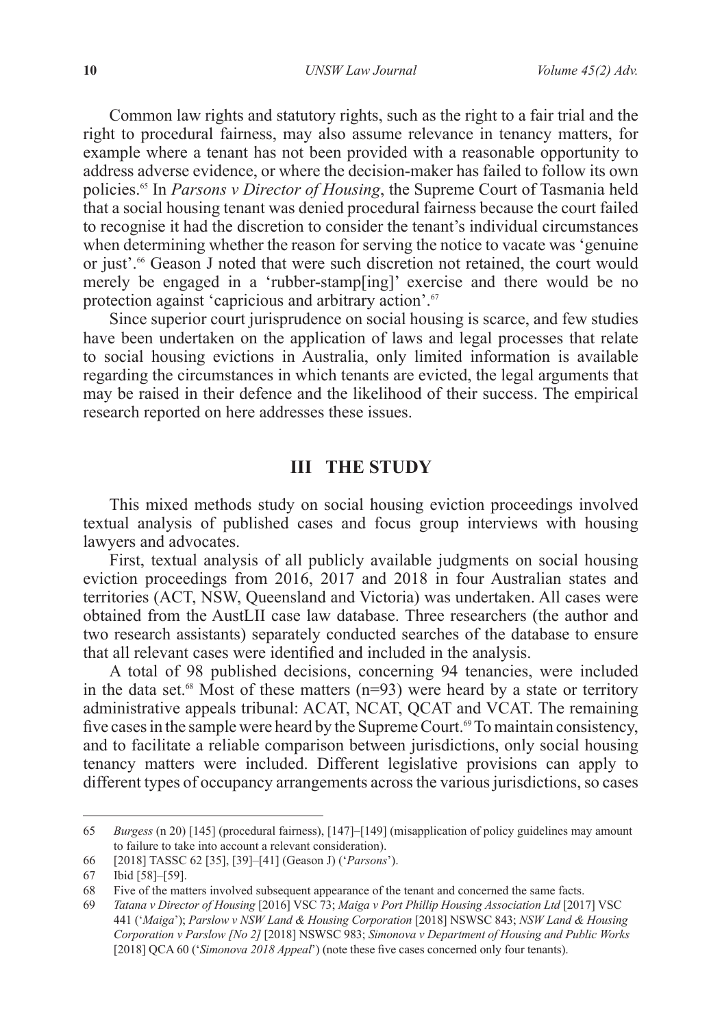Common law rights and statutory rights, such as the right to a fair trial and the right to procedural fairness, may also assume relevance in tenancy matters, for example where a tenant has not been provided with a reasonable opportunity to address adverse evidence, or where the decision-maker has failed to follow its own policies.[65] In *Parsons v Director of Housing*, the Supreme Court of Tasmania held that a social housing tenant was denied procedural fairness because the court failed to recognise it had the discretion to consider the tenant's individual circumstances when determining whether the reason for serving the notice to vacate was 'genuine or just'.[66] Geason J noted that were such discretion not retained, the court would merely be engaged in a 'rubber-stamp[ing]' exercise and there would be no protection against 'capricious and arbitrary action'.[67]

Since superior court jurisprudence on social housing is scarce, and few studies have been undertaken on the application of laws and legal processes that relate to social housing evictions in Australia, only limited information is available regarding the circumstances in which tenants are evicted, the legal arguments that may be raised in their defence and the likelihood of their success. The empirical research reported on here addresses these issues.

## III THE STUDY

This mixed methods study on social housing eviction proceedings involved textual analysis of published cases and focus group interviews with housing lawyers and advocates.

First, textual analysis of all publicly available judgments on social housing eviction proceedings from 2016, 2017 and 2018 in four Australian states and territories (ACT, NSW, Queensland and Victoria) was undertaken. All cases were obtained from the AustLII case law database. Three researchers (the author and two research assistants) separately conducted searches of the database to ensure that all relevant cases were identified and included in the analysis.

A total of 98 published decisions, concerning 94 tenancies, were included in the data set.[68] Most of these matters (n=93) were heard by a state or territory administrative appeals tribunal: ACAT, NCAT, QCAT and VCAT. The remaining five cases in the sample were heard by the Supreme Court.[69] To maintain consistency, and to facilitate a reliable comparison between jurisdictions, only social housing tenancy matters were included. Different legislative provisions can apply to different types of occupancy arrangements across the various jurisdictions, so cases

---

65 *Burgess* (n 20) [145] (procedural fairness), [147]–[149] (misapplication of policy guidelines may amount to failure to take into account a relevant consideration).

66 [2018] TASSC 62 [35], [39]–[41] (Geason J) ('*Parsons*').

67 Ibid [58]–[59].

68 Five of the matters involved subsequent appearance of the tenant and concerned the same facts.

69 *Tatana v Director of Housing* [2016] VSC 73; *Maiga v Port Phillip Housing Association Ltd* [2017] VSC 441 ('*Maiga*'); *Parslow v NSW Land & Housing Corporation* [2018] NSWSC 843; *NSW Land & Housing Corporation v Parslow [No 2]* [2018] NSWSC 983; *Simonova v Department of Housing and Public Works* [2018] QCA 60 ('*Simonova 2018 Appeal*') (note these five cases concerned only four tenants).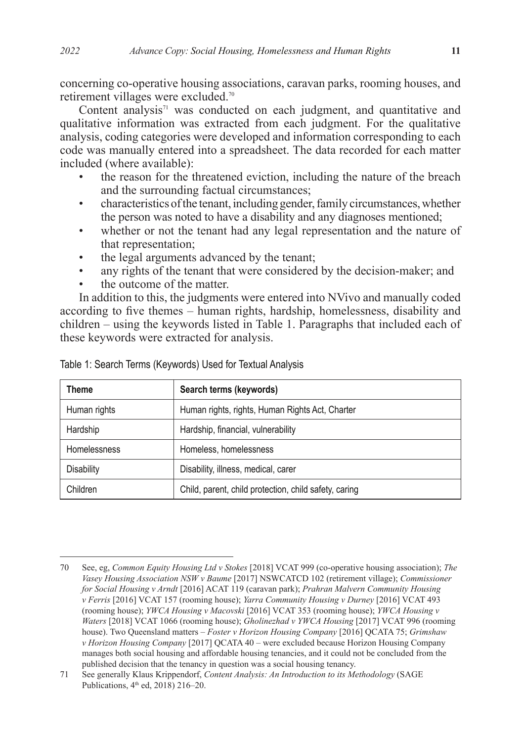concerning co-operative housing associations, caravan parks, rooming houses, and retirement villages were excluded.[70]

Content analysis[71] was conducted on each judgment, and quantitative and qualitative information was extracted from each judgment. For the qualitative analysis, coding categories were developed and information corresponding to each code was manually entered into a spreadsheet. The data recorded for each matter included (where available):

- the reason for the threatened eviction, including the nature of the breach and the surrounding factual circumstances;
- characteristics of the tenant, including gender, family circumstances, whether the person was noted to have a disability and any diagnoses mentioned;
- whether or not the tenant had any legal representation and the nature of that representation;
- the legal arguments advanced by the tenant;
- any rights of the tenant that were considered by the decision-maker; and
- the outcome of the matter.

In addition to this, the judgments were entered into NVivo and manually coded according to five themes – human rights, hardship, homelessness, disability and children – using the keywords listed in Table 1. Paragraphs that included each of these keywords were extracted for analysis.

Table 1: Search Terms (Keywords) Used for Textual Analysis

| Theme | Search terms (keywords) |
|---|---|
| Human rights | Human rights, rights, Human Rights Act, Charter |
| Hardship | Hardship, financial, vulnerability |
| Homelessness | Homeless, homelessness |
| Disability | Disability, illness, medical, carer |
| Children | Child, parent, child protection, child safety, caring |

70 See, eg, *Common Equity Housing Ltd v Stokes* [2018] VCAT 999 (co-operative housing association); *The Vasey Housing Association NSW v Baume* [2017] NSWCATCD 102 (retirement village); *Commissioner for Social Housing v Arndt* [2016] ACAT 119 (caravan park); *Prahran Malvern Community Housing v Ferris* [2016] VCAT 157 (rooming house); *Yarra Community Housing v Durney* [2016] VCAT 493 (rooming house); *YWCA Housing v Macovski* [2016] VCAT 353 (rooming house); *YWCA Housing v Waters* [2018] VCAT 1066 (rooming house); *Gholinezhad v YWCA Housing* [2017] VCAT 996 (rooming house). Two Queensland matters – *Foster v Horizon Housing Company* [2016] QCATA 75; *Grimshaw v Horizon Housing Company* [2017] QCATA 40 – were excluded because Horizon Housing Company manages both social housing and affordable housing tenancies, and it could not be concluded from the published decision that the tenancy in question was a social housing tenancy.

71 See generally Klaus Krippendorf, *Content Analysis: An Introduction to its Methodology* (SAGE Publications, 4th ed, 2018) 216–20.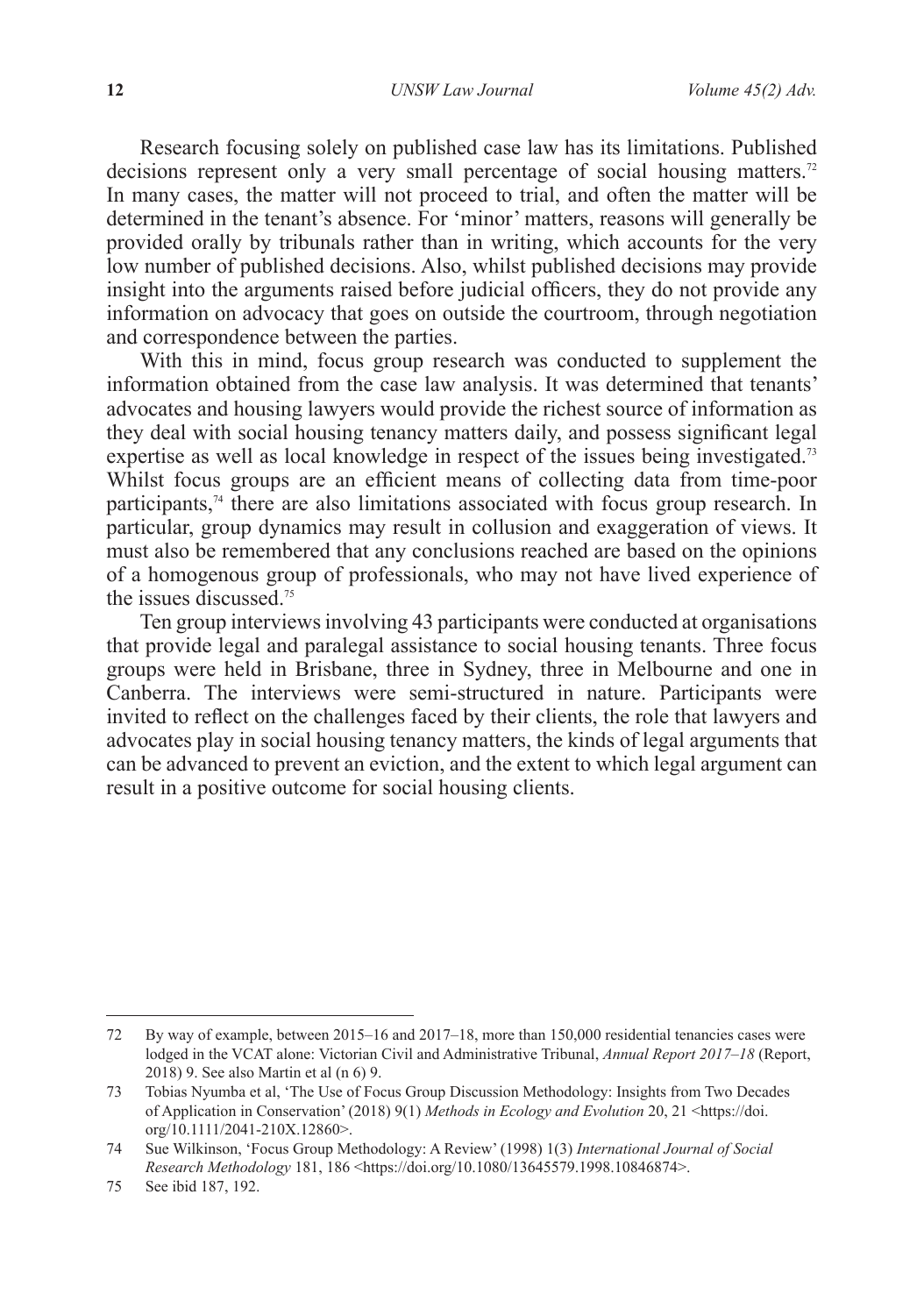Research focusing solely on published case law has its limitations. Published decisions represent only a very small percentage of social housing matters.[72] In many cases, the matter will not proceed to trial, and often the matter will be determined in the tenant's absence. For 'minor' matters, reasons will generally be provided orally by tribunals rather than in writing, which accounts for the very low number of published decisions. Also, whilst published decisions may provide insight into the arguments raised before judicial officers, they do not provide any information on advocacy that goes on outside the courtroom, through negotiation and correspondence between the parties.

With this in mind, focus group research was conducted to supplement the information obtained from the case law analysis. It was determined that tenants' advocates and housing lawyers would provide the richest source of information as they deal with social housing tenancy matters daily, and possess significant legal expertise as well as local knowledge in respect of the issues being investigated.[73] Whilst focus groups are an efficient means of collecting data from time-poor participants,[74] there are also limitations associated with focus group research. In particular, group dynamics may result in collusion and exaggeration of views. It must also be remembered that any conclusions reached are based on the opinions of a homogenous group of professionals, who may not have lived experience of the issues discussed.[75]

Ten group interviews involving 43 participants were conducted at organisations that provide legal and paralegal assistance to social housing tenants. Three focus groups were held in Brisbane, three in Sydney, three in Melbourne and one in Canberra. The interviews were semi-structured in nature. Participants were invited to reflect on the challenges faced by their clients, the role that lawyers and advocates play in social housing tenancy matters, the kinds of legal arguments that can be advanced to prevent an eviction, and the extent to which legal argument can result in a positive outcome for social housing clients.

---

72 By way of example, between 2015–16 and 2017–18, more than 150,000 residential tenancies cases were lodged in the VCAT alone: Victorian Civil and Administrative Tribunal, *Annual Report 2017–18* (Report, 2018) 9. See also Martin et al (n 6) 9.

73 Tobias Nyumba et al, 'The Use of Focus Group Discussion Methodology: Insights from Two Decades of Application in Conservation' (2018) 9(1) *Methods in Ecology and Evolution* 20, 21 <https://doi.org/10.1111/2041-210X.12860>.

74 Sue Wilkinson, 'Focus Group Methodology: A Review' (1998) 1(3) *International Journal of Social Research Methodology* 181, 186 <https://doi.org/10.1080/13645579.1998.10846874>.

75 See ibid 187, 192.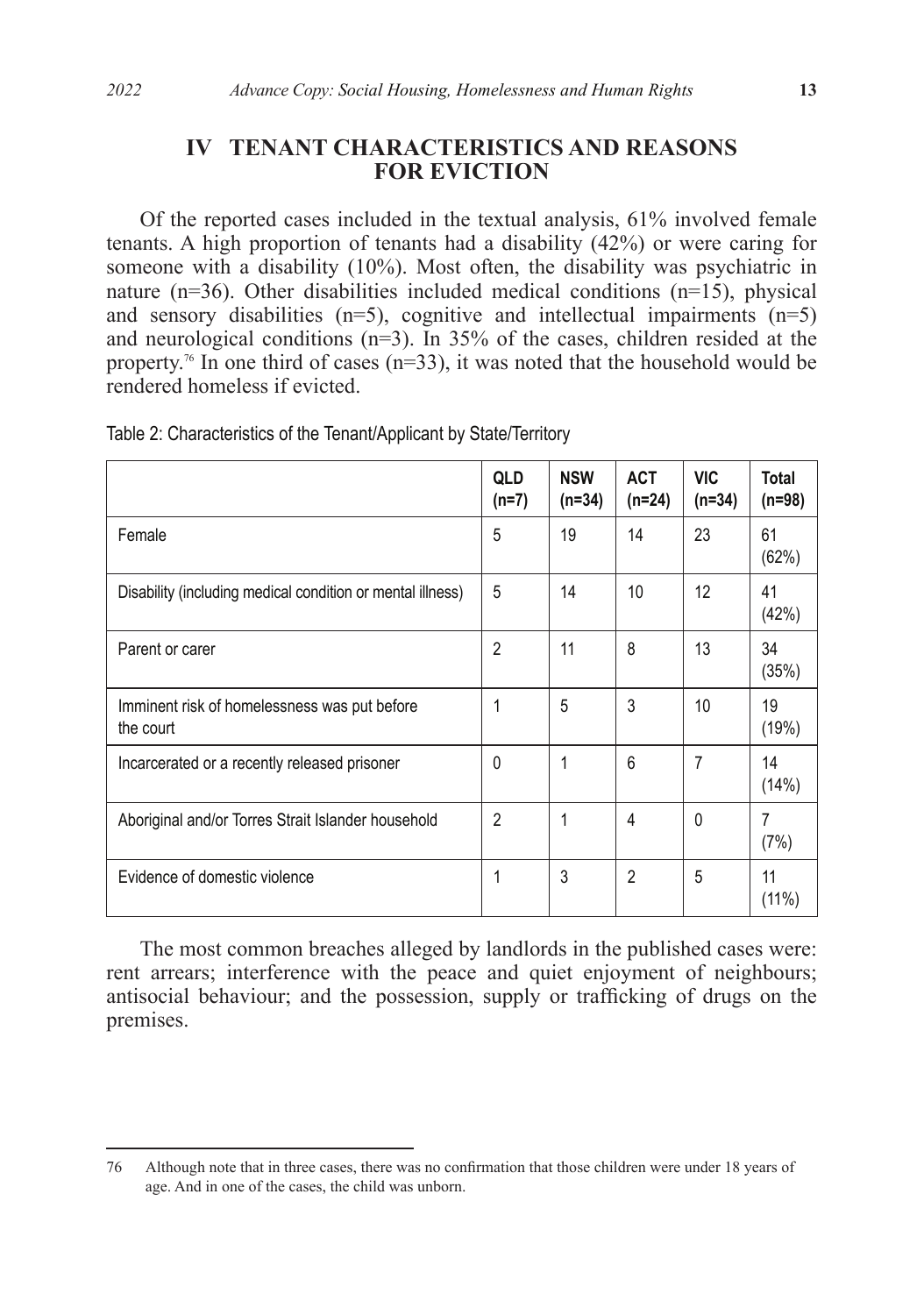## IV TENANT CHARACTERISTICS AND REASONS FOR EVICTION

Of the reported cases included in the textual analysis, 61% involved female tenants. A high proportion of tenants had a disability (42%) or were caring for someone with a disability (10%). Most often, the disability was psychiatric in nature (n=36). Other disabilities included medical conditions (n=15), physical and sensory disabilities (n=5), cognitive and intellectual impairments (n=5) and neurological conditions (n=3). In 35% of the cases, children resided at the property.[76] In one third of cases (n=33), it was noted that the household would be rendered homeless if evicted.

Table 2: Characteristics of the Tenant/Applicant by State/Territory

| | QLD (n=7) | NSW (n=34) | ACT (n=24) | VIC (n=34) | Total (n=98) |
|---|---|---|---|---|---|
| Female | 5 | 19 | 14 | 23 | 61 (62%) |
| Disability (including medical condition or mental illness) | 5 | 14 | 10 | 12 | 41 (42%) |
| Parent or carer | 2 | 11 | 8 | 13 | 34 (35%) |
| Imminent risk of homelessness was put before the court | 1 | 5 | 3 | 10 | 19 (19%) |
| Incarcerated or a recently released prisoner | 0 | 1 | 6 | 7 | 14 (14%) |
| Aboriginal and/or Torres Strait Islander household | 2 | 1 | 4 | 0 | 7 (7%) |
| Evidence of domestic violence | 1 | 3 | 2 | 5 | 11 (11%) |

The most common breaches alleged by landlords in the published cases were: rent arrears; interference with the peace and quiet enjoyment of neighbours; antisocial behaviour; and the possession, supply or trafficking of drugs on the premises.

---

76 Although note that in three cases, there was no confirmation that those children were under 18 years of age. And in one of the cases, the child was unborn.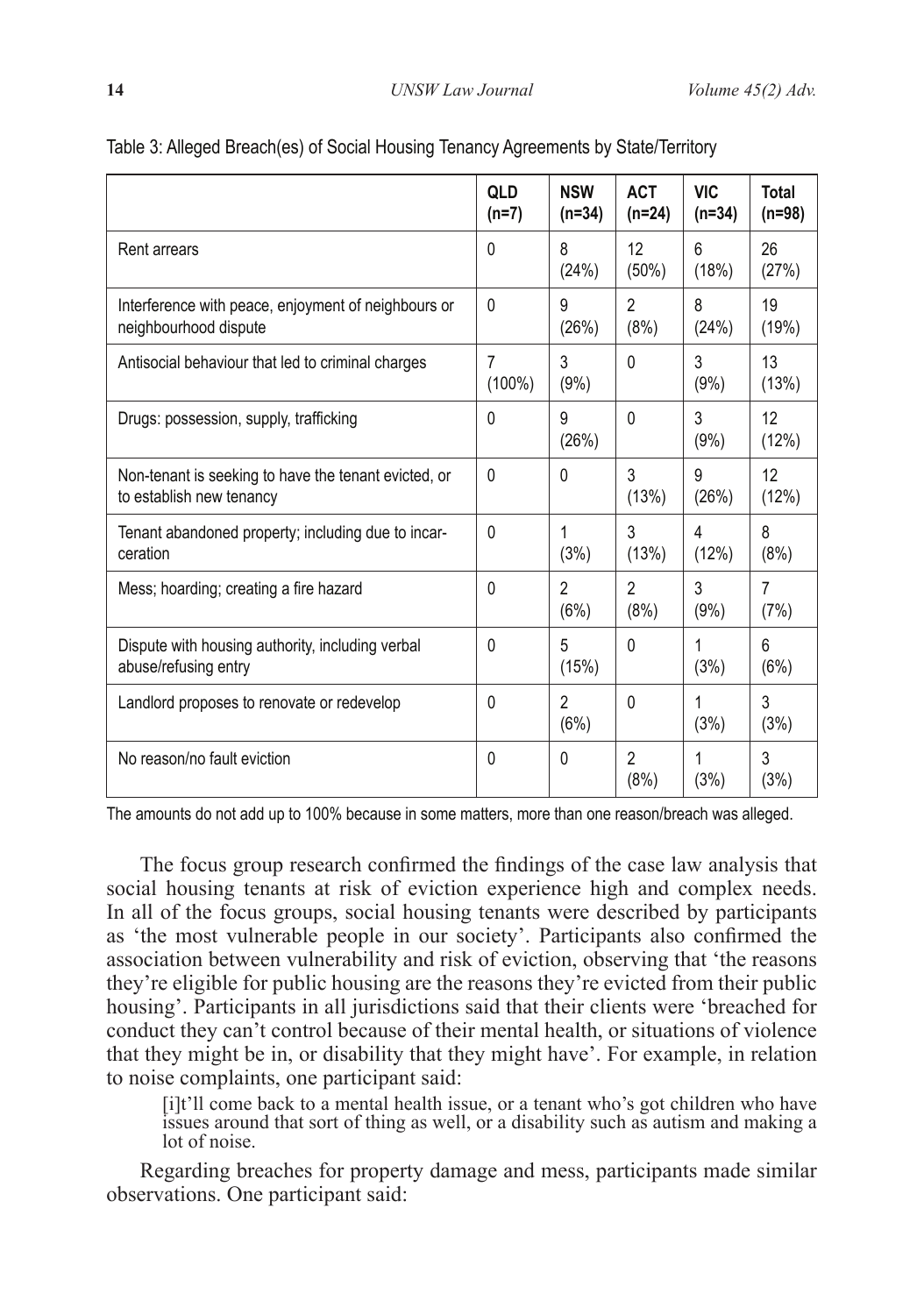Table 3: Alleged Breach(es) of Social Housing Tenancy Agreements by State/Territory

| | QLD (n=7) | NSW (n=34) | ACT (n=24) | VIC (n=34) | Total (n=98) |
|---|---|---|---|---|---|
| Rent arrears | 0 | 8 (24%) | 12 (50%) | 6 (18%) | 26 (27%) |
| Interference with peace, enjoyment of neighbours or neighbourhood dispute | 0 | 9 (26%) | 2 (8%) | 8 (24%) | 19 (19%) |
| Antisocial behaviour that led to criminal charges | 7 (100%) | 3 (9%) | 0 | 3 (9%) | 13 (13%) |
| Drugs: possession, supply, trafficking | 0 | 9 (26%) | 0 | 3 (9%) | 12 (12%) |
| Non-tenant is seeking to have the tenant evicted, or to establish new tenancy | 0 | 0 | 3 (13%) | 9 (26%) | 12 (12%) |
| Tenant abandoned property; including due to incarceration | 0 | 1 (3%) | 3 (13%) | 4 (12%) | 8 (8%) |
| Mess; hoarding; creating a fire hazard | 0 | 2 (6%) | 2 (8%) | 3 (9%) | 7 (7%) |
| Dispute with housing authority, including verbal abuse/refusing entry | 0 | 5 (15%) | 0 | 1 (3%) | 6 (6%) |
| Landlord proposes to renovate or redevelop | 0 | 2 (6%) | 0 | 1 (3%) | 3 (3%) |
| No reason/no fault eviction | 0 | 0 | 2 (8%) | 1 (3%) | 3 (3%) |

The amounts do not add up to 100% because in some matters, more than one reason/breach was alleged.

The focus group research confirmed the findings of the case law analysis that social housing tenants at risk of eviction experience high and complex needs. In all of the focus groups, social housing tenants were described by participants as 'the most vulnerable people in our society'. Participants also confirmed the association between vulnerability and risk of eviction, observing that 'the reasons they're eligible for public housing are the reasons they're evicted from their public housing'. Participants in all jurisdictions said that their clients were 'breached for conduct they can't control because of their mental health, or situations of violence that they might be in, or disability that they might have'. For example, in relation to noise complaints, one participant said:

> [i]t'll come back to a mental health issue, or a tenant who's got children who have issues around that sort of thing as well, or a disability such as autism and making a lot of noise.

Regarding breaches for property damage and mess, participants made similar observations. One participant said: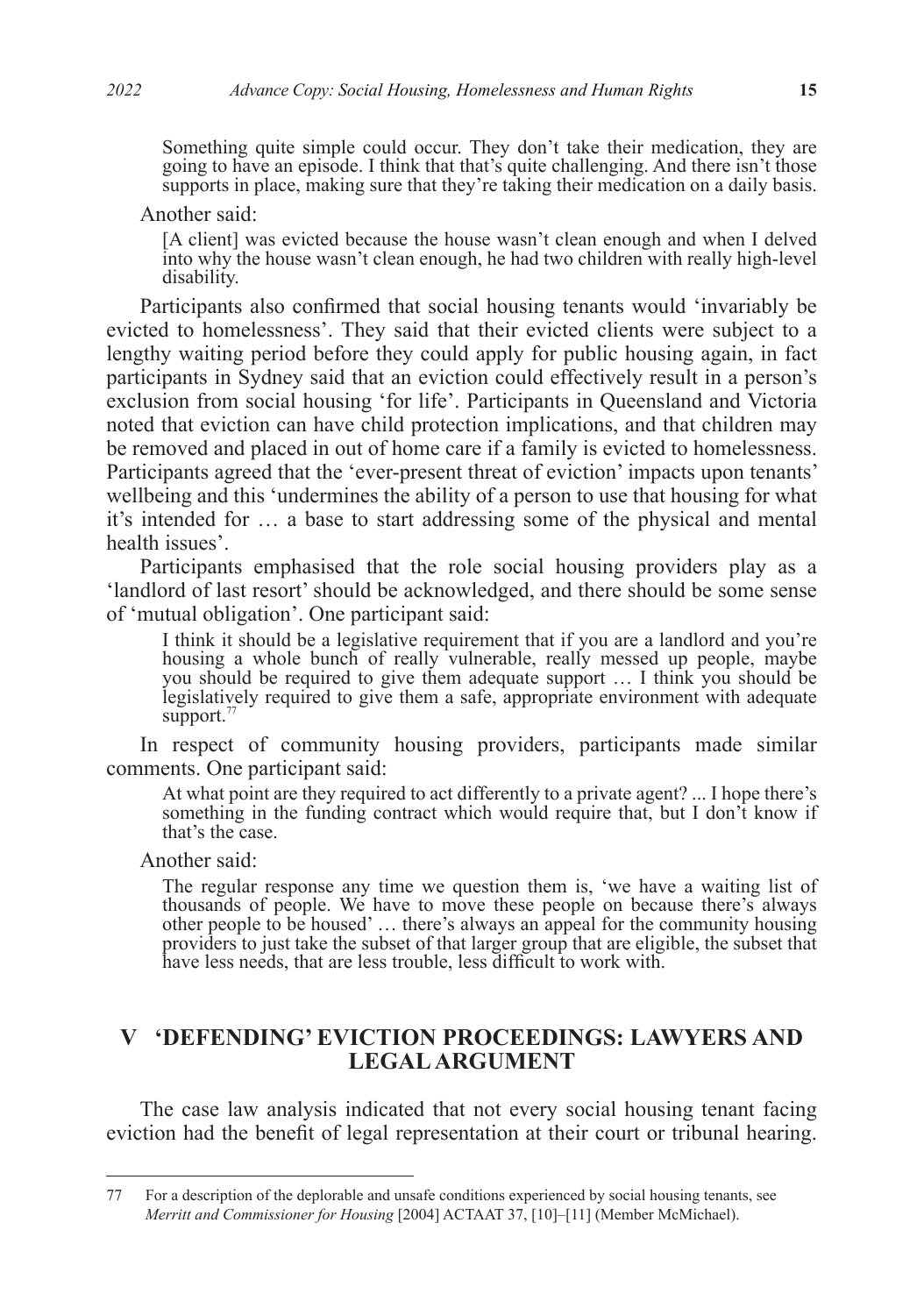> Something quite simple could occur. They don't take their medication, they are going to have an episode. I think that that's quite challenging. And there isn't those supports in place, making sure that they're taking their medication on a daily basis.

Another said:

> [A client] was evicted because the house wasn't clean enough and when I delved into why the house wasn't clean enough, he had two children with really high-level disability.

Participants also confirmed that social housing tenants would 'invariably be evicted to homelessness'. They said that their evicted clients were subject to a lengthy waiting period before they could apply for public housing again, in fact participants in Sydney said that an eviction could effectively result in a person's exclusion from social housing 'for life'. Participants in Queensland and Victoria noted that eviction can have child protection implications, and that children may be removed and placed in out of home care if a family is evicted to homelessness. Participants agreed that the 'ever-present threat of eviction' impacts upon tenants' wellbeing and this 'undermines the ability of a person to use that housing for what it's intended for … a base to start addressing some of the physical and mental health issues'.

Participants emphasised that the role social housing providers play as a 'landlord of last resort' should be acknowledged, and there should be some sense of 'mutual obligation'. One participant said:

> I think it should be a legislative requirement that if you are a landlord and you're housing a whole bunch of really vulnerable, really messed up people, maybe you should be required to give them adequate support … I think you should be legislatively required to give them a safe, appropriate environment with adequate support.[77]

In respect of community housing providers, participants made similar comments. One participant said:

> At what point are they required to act differently to a private agent? ... I hope there's something in the funding contract which would require that, but I don't know if that's the case.

Another said:

> The regular response any time we question them is, 'we have a waiting list of thousands of people. We have to move these people on because there's always other people to be housed' … there's always an appeal for the community housing providers to just take the subset of that larger group that are eligible, the subset that have less needs, that are less trouble, less difficult to work with.

## V 'DEFENDING' EVICTION PROCEEDINGS: LAWYERS AND LEGAL ARGUMENT

The case law analysis indicated that not every social housing tenant facing eviction had the benefit of legal representation at their court or tribunal hearing.

---

77 For a description of the deplorable and unsafe conditions experienced by social housing tenants, see *Merritt and Commissioner for Housing* [2004] ACTAAT 37, [10]–[11] (Member McMichael).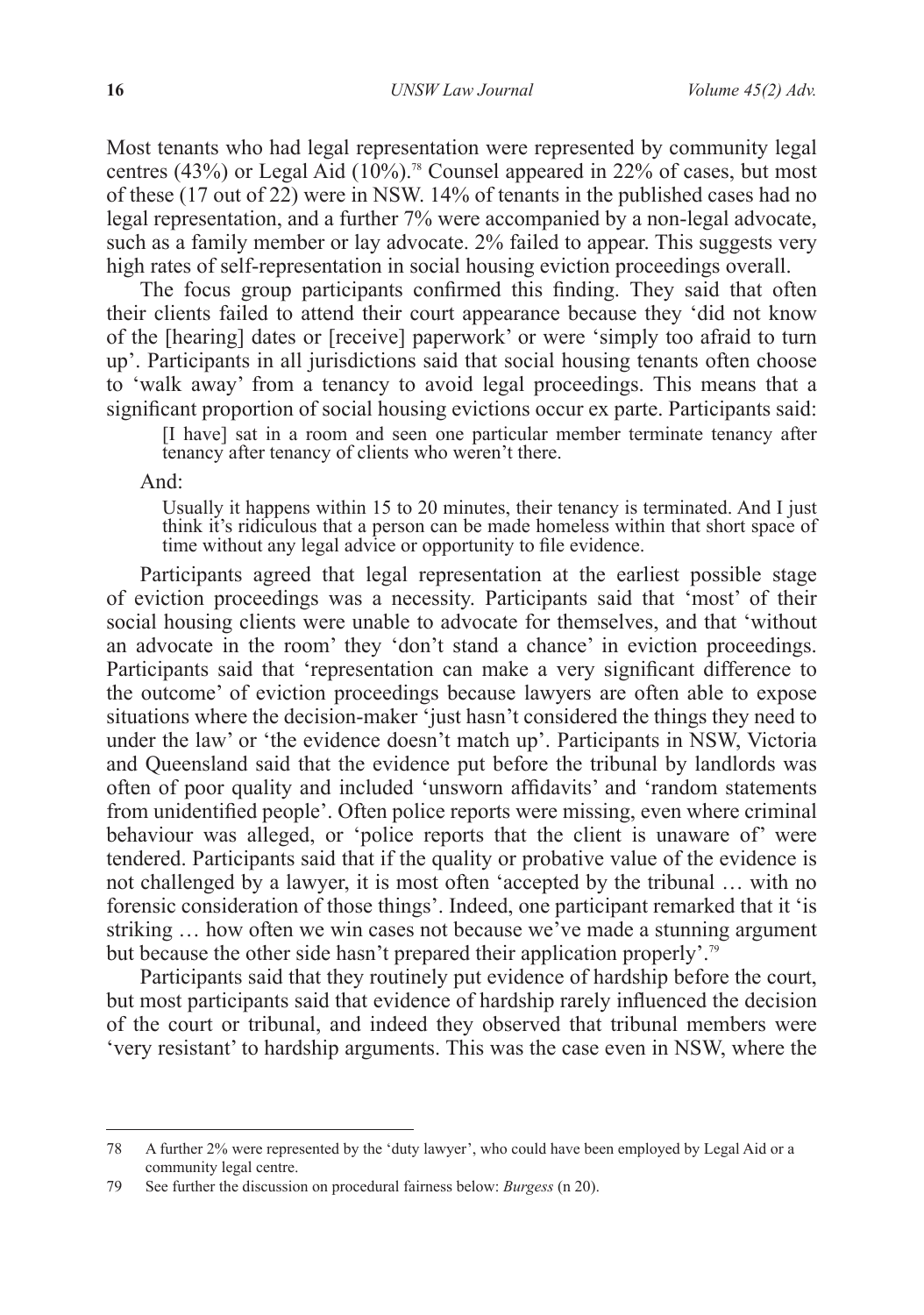Most tenants who had legal representation were represented by community legal centres (43%) or Legal Aid (10%).[78] Counsel appeared in 22% of cases, but most of these (17 out of 22) were in NSW. 14% of tenants in the published cases had no legal representation, and a further 7% were accompanied by a non-legal advocate, such as a family member or lay advocate. 2% failed to appear. This suggests very high rates of self-representation in social housing eviction proceedings overall.

The focus group participants confirmed this finding. They said that often their clients failed to attend their court appearance because they 'did not know of the [hearing] dates or [receive] paperwork' or were 'simply too afraid to turn up'. Participants in all jurisdictions said that social housing tenants often choose to 'walk away' from a tenancy to avoid legal proceedings. This means that a significant proportion of social housing evictions occur ex parte. Participants said:

> [I have] sat in a room and seen one particular member terminate tenancy after tenancy after tenancy of clients who weren't there.

And:

> Usually it happens within 15 to 20 minutes, their tenancy is terminated. And I just think it's ridiculous that a person can be made homeless within that short space of time without any legal advice or opportunity to file evidence.

Participants agreed that legal representation at the earliest possible stage of eviction proceedings was a necessity. Participants said that 'most' of their social housing clients were unable to advocate for themselves, and that 'without an advocate in the room' they 'don't stand a chance' in eviction proceedings. Participants said that 'representation can make a very significant difference to the outcome' of eviction proceedings because lawyers are often able to expose situations where the decision-maker 'just hasn't considered the things they need to under the law' or 'the evidence doesn't match up'. Participants in NSW, Victoria and Queensland said that the evidence put before the tribunal by landlords was often of poor quality and included 'unsworn affidavits' and 'random statements from unidentified people'. Often police reports were missing, even where criminal behaviour was alleged, or 'police reports that the client is unaware of' were tendered. Participants said that if the quality or probative value of the evidence is not challenged by a lawyer, it is most often 'accepted by the tribunal … with no forensic consideration of those things'. Indeed, one participant remarked that it 'is striking … how often we win cases not because we've made a stunning argument but because the other side hasn't prepared their application properly'.[79]

Participants said that they routinely put evidence of hardship before the court, but most participants said that evidence of hardship rarely influenced the decision of the court or tribunal, and indeed they observed that tribunal members were 'very resistant' to hardship arguments. This was the case even in NSW, where the

---

78 A further 2% were represented by the 'duty lawyer', who could have been employed by Legal Aid or a community legal centre.

79 See further the discussion on procedural fairness below: *Burgess* (n 20).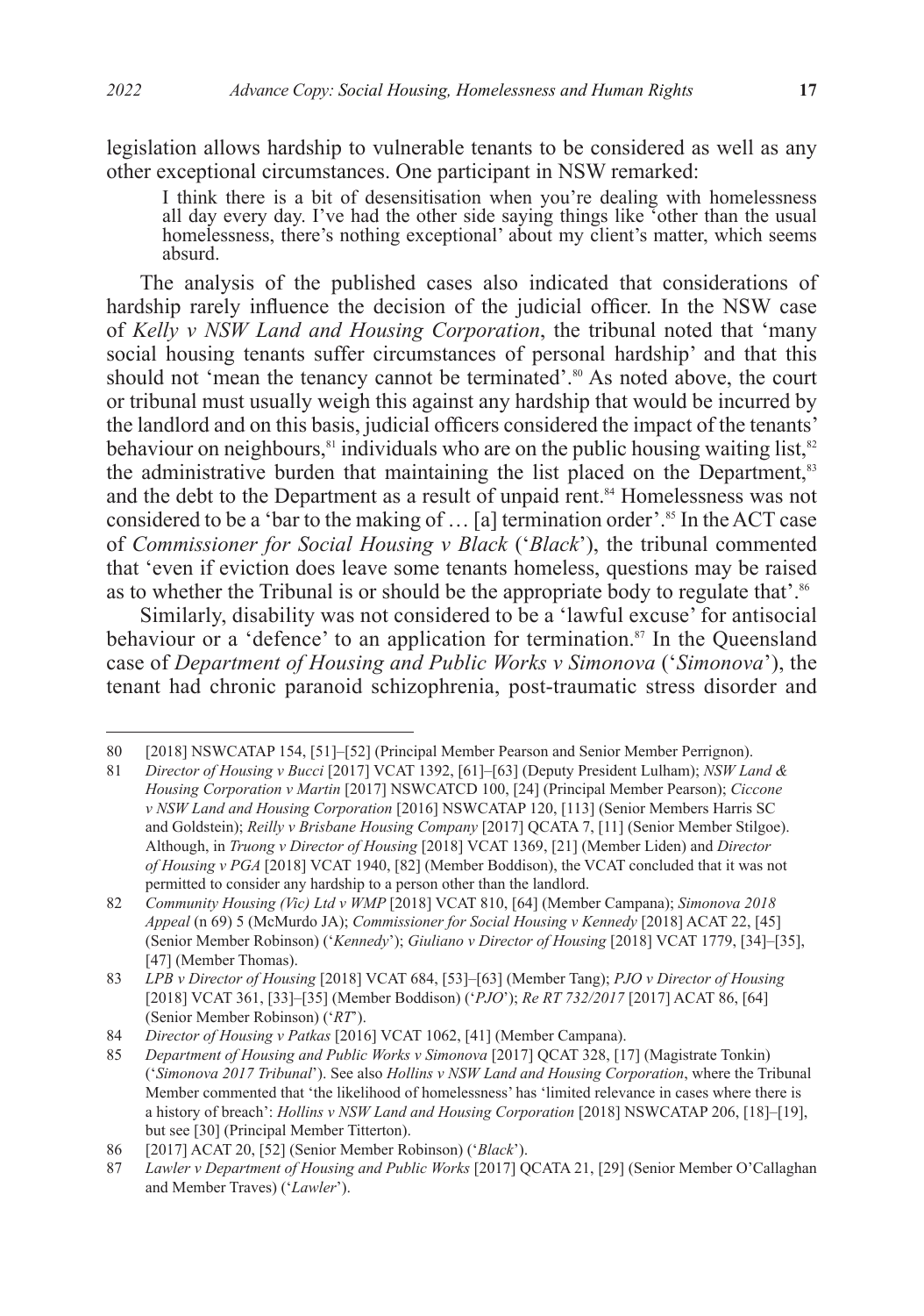legislation allows hardship to vulnerable tenants to be considered as well as any other exceptional circumstances. One participant in NSW remarked:

> I think there is a bit of desensitisation when you're dealing with homelessness all day every day. I've had the other side saying things like 'other than the usual homelessness, there's nothing exceptional' about my client's matter, which seems absurd.

The analysis of the published cases also indicated that considerations of hardship rarely influence the decision of the judicial officer. In the NSW case of *Kelly v NSW Land and Housing Corporation*, the tribunal noted that 'many social housing tenants suffer circumstances of personal hardship' and that this should not 'mean the tenancy cannot be terminated'.[80] As noted above, the court or tribunal must usually weigh this against any hardship that would be incurred by the landlord and on this basis, judicial officers considered the impact of the tenants' behaviour on neighbours,[81] individuals who are on the public housing waiting list,[82] the administrative burden that maintaining the list placed on the Department,[83] and the debt to the Department as a result of unpaid rent.[84] Homelessness was not considered to be a 'bar to the making of … [a] termination order'.[85] In the ACT case of *Commissioner for Social Housing v Black* ('*Black*'), the tribunal commented that 'even if eviction does leave some tenants homeless, questions may be raised as to whether the Tribunal is or should be the appropriate body to regulate that'.[86]

Similarly, disability was not considered to be a 'lawful excuse' for antisocial behaviour or a 'defence' to an application for termination.[87] In the Queensland case of *Department of Housing and Public Works v Simonova* ('*Simonova*'), the tenant had chronic paranoid schizophrenia, post-traumatic stress disorder and

---

80 [2018] NSWCATAP 154, [51]–[52] (Principal Member Pearson and Senior Member Perrignon).

81 *Director of Housing v Bucci* [2017] VCAT 1392, [61]–[63] (Deputy President Lulham); *NSW Land & Housing Corporation v Martin* [2017] NSWCATCD 100, [24] (Principal Member Pearson); *Ciccone v NSW Land and Housing Corporation* [2016] NSWCATAP 120, [113] (Senior Members Harris SC and Goldstein); *Reilly v Brisbane Housing Company* [2017] QCATA 7, [11] (Senior Member Stilgoe). Although, in *Truong v Director of Housing* [2018] VCAT 1369, [21] (Member Liden) and *Director of Housing v PGA* [2018] VCAT 1940, [82] (Member Boddison), the VCAT concluded that it was not permitted to consider any hardship to a person other than the landlord.

82 *Community Housing (Vic) Ltd v WMP* [2018] VCAT 810, [64] (Member Campana); *Simonova 2018 Appeal* (n 69) 5 (McMurdo JA); *Commissioner for Social Housing v Kennedy* [2018] ACAT 22, [45] (Senior Member Robinson) ('*Kennedy*'); *Giuliano v Director of Housing* [2018] VCAT 1779, [34]–[35], [47] (Member Thomas).

83 *LPB v Director of Housing* [2018] VCAT 684, [53]–[63] (Member Tang); *PJO v Director of Housing* [2018] VCAT 361, [33]–[35] (Member Boddison) ('*PJO*'); *Re RT 732/2017* [2017] ACAT 86, [64] (Senior Member Robinson) ('*RT*').

84 *Director of Housing v Patkas* [2016] VCAT 1062, [41] (Member Campana).

85 *Department of Housing and Public Works v Simonova* [2017] QCAT 328, [17] (Magistrate Tonkin) ('*Simonova 2017 Tribunal*'). See also *Hollins v NSW Land and Housing Corporation*, where the Tribunal Member commented that 'the likelihood of homelessness' has 'limited relevance in cases where there is a history of breach': *Hollins v NSW Land and Housing Corporation* [2018] NSWCATAP 206, [18]–[19], but see [30] (Principal Member Titterton).

86 [2017] ACAT 20, [52] (Senior Member Robinson) ('*Black*').

87 *Lawler v Department of Housing and Public Works* [2017] QCATA 21, [29] (Senior Member O'Callaghan and Member Traves) ('*Lawler*').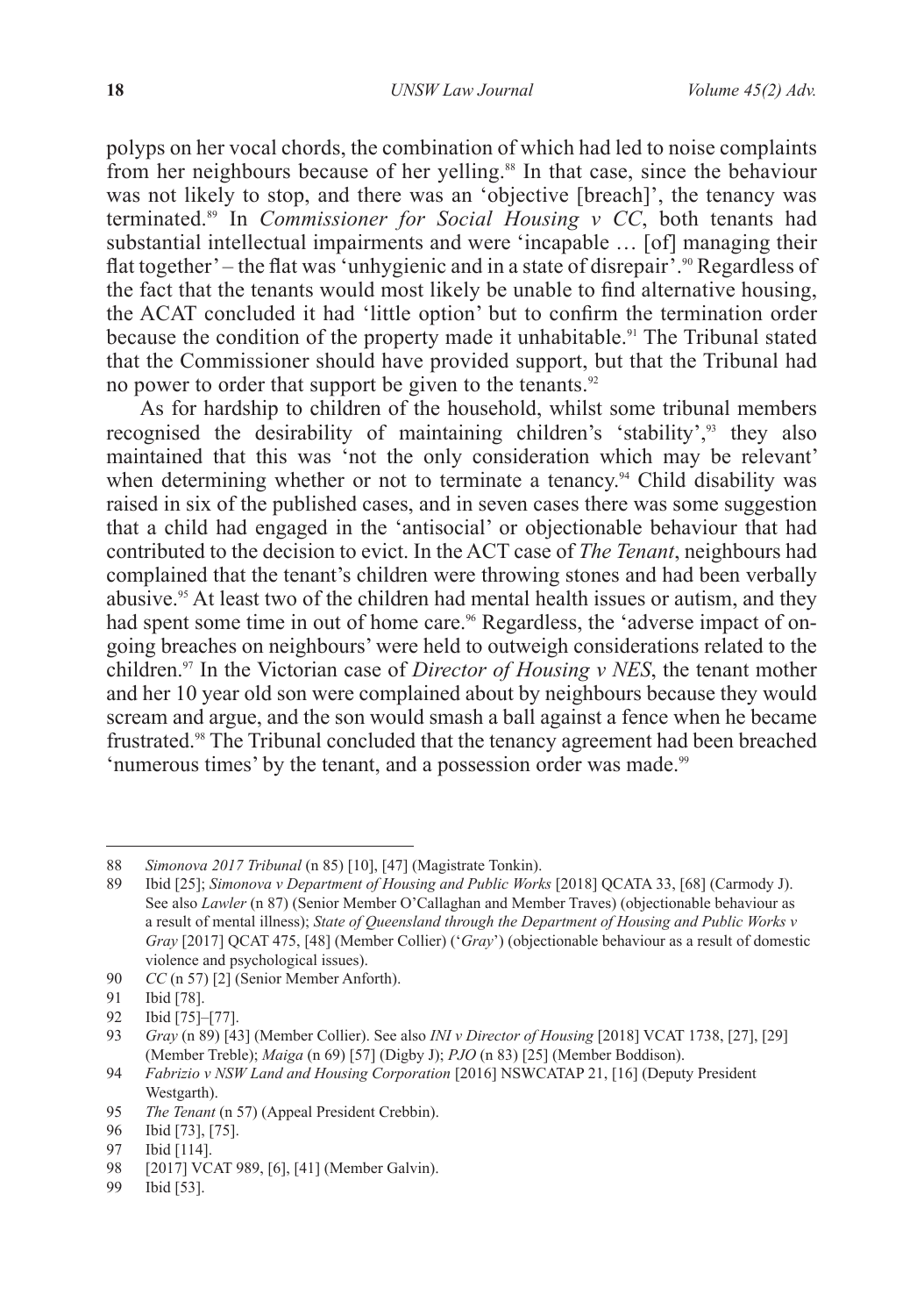polyps on her vocal chords, the combination of which had led to noise complaints from her neighbours because of her yelling.[88] In that case, since the behaviour was not likely to stop, and there was an 'objective [breach]', the tenancy was terminated.[89] In *Commissioner for Social Housing v CC*, both tenants had substantial intellectual impairments and were 'incapable … [of] managing their flat together' – the flat was 'unhygienic and in a state of disrepair'.[90] Regardless of the fact that the tenants would most likely be unable to find alternative housing, the ACAT concluded it had 'little option' but to confirm the termination order because the condition of the property made it unhabitable.[91] The Tribunal stated that the Commissioner should have provided support, but that the Tribunal had no power to order that support be given to the tenants.[92]

As for hardship to children of the household, whilst some tribunal members recognised the desirability of maintaining children's 'stability',[93] they also maintained that this was 'not the only consideration which may be relevant' when determining whether or not to terminate a tenancy.[94] Child disability was raised in six of the published cases, and in seven cases there was some suggestion that a child had engaged in the 'antisocial' or objectionable behaviour that had contributed to the decision to evict. In the ACT case of *The Tenant*, neighbours had complained that the tenant's children were throwing stones and had been verbally abusive.[95] At least two of the children had mental health issues or autism, and they had spent some time in out of home care.[96] Regardless, the 'adverse impact of on-going breaches on neighbours' were held to outweigh considerations related to the children.[97] In the Victorian case of *Director of Housing v NES*, the tenant mother and her 10 year old son were complained about by neighbours because they would scream and argue, and the son would smash a ball against a fence when he became frustrated.[98] The Tribunal concluded that the tenancy agreement had been breached 'numerous times' by the tenant, and a possession order was made.[99]

---

88 *Simonova 2017 Tribunal* (n 85) [10], [47] (Magistrate Tonkin).

89 Ibid [25]; *Simonova v Department of Housing and Public Works* [2018] QCATA 33, [68] (Carmody J). See also *Lawler* (n 87) (Senior Member O'Callaghan and Member Traves) (objectionable behaviour as a result of mental illness); *State of Queensland through the Department of Housing and Public Works v Gray* [2017] QCAT 475, [48] (Member Collier) ('*Gray*') (objectionable behaviour as a result of domestic violence and psychological issues).

90 *CC* (n 57) [2] (Senior Member Anforth).

91 Ibid [78].

92 Ibid [75]–[77].

93 *Gray* (n 89) [43] (Member Collier). See also *INI v Director of Housing* [2018] VCAT 1738, [27], [29] (Member Treble); *Maiga* (n 69) [57] (Digby J); *PJO* (n 83) [25] (Member Boddison).

94 *Fabrizio v NSW Land and Housing Corporation* [2016] NSWCATAP 21, [16] (Deputy President Westgarth).

95 *The Tenant* (n 57) (Appeal President Crebbin).

96 Ibid [73], [75].

97 Ibid [114].

98 [2017] VCAT 989, [6], [41] (Member Galvin).

99 Ibid [53].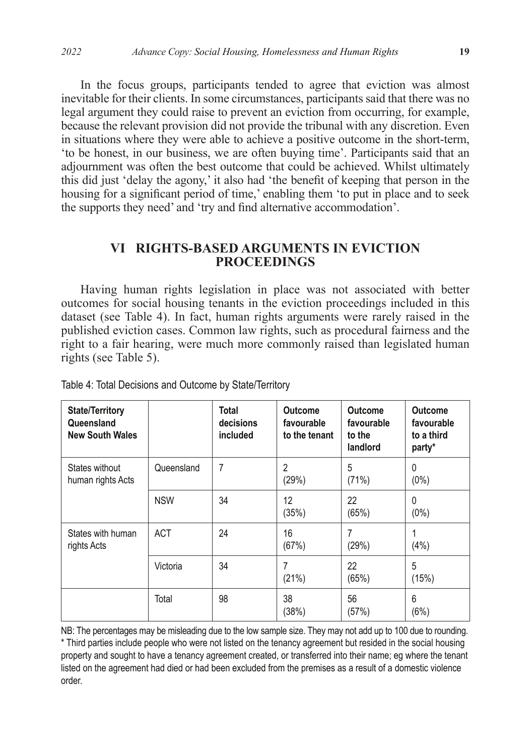In the focus groups, participants tended to agree that eviction was almost inevitable for their clients. In some circumstances, participants said that there was no legal argument they could raise to prevent an eviction from occurring, for example, because the relevant provision did not provide the tribunal with any discretion. Even in situations where they were able to achieve a positive outcome in the short-term, 'to be honest, in our business, we are often buying time'. Participants said that an adjournment was often the best outcome that could be achieved. Whilst ultimately this did just 'delay the agony,' it also had 'the benefit of keeping that person in the housing for a significant period of time,' enabling them 'to put in place and to seek the supports they need' and 'try and find alternative accommodation'.

## VI RIGHTS-BASED ARGUMENTS IN EVICTION PROCEEDINGS

Having human rights legislation in place was not associated with better outcomes for social housing tenants in the eviction proceedings included in this dataset (see Table 4). In fact, human rights arguments were rarely raised in the published eviction cases. Common law rights, such as procedural fairness and the right to a fair hearing, were much more commonly raised than legislated human rights (see Table 5).

Table 4: Total Decisions and Outcome by State/Territory

| State/Territory Queensland New South Wales | | Total decisions included | Outcome favourable to the tenant | Outcome favourable to the landlord | Outcome favourable to a third party* |
|---|---|---|---|---|---|
| States without human rights Acts | Queensland | 7 | 2 (29%) | 5 (71%) | 0 (0%) |
| | NSW | 34 | 12 (35%) | 22 (65%) | 0 (0%) |
| States with human rights Acts | ACT | 24 | 16 (67%) | 7 (29%) | 1 (4%) |
| | Victoria | 34 | 7 (21%) | 22 (65%) | 5 (15%) |
| | Total | 98 | 38 (38%) | 56 (57%) | 6 (6%) |

NB: The percentages may be misleading due to the low sample size. They may not add up to 100 due to rounding.
* Third parties include people who were not listed on the tenancy agreement but resided in the social housing property and sought to have a tenancy agreement created, or transferred into their name; eg where the tenant listed on the agreement had died or had been excluded from the premises as a result of a domestic violence order.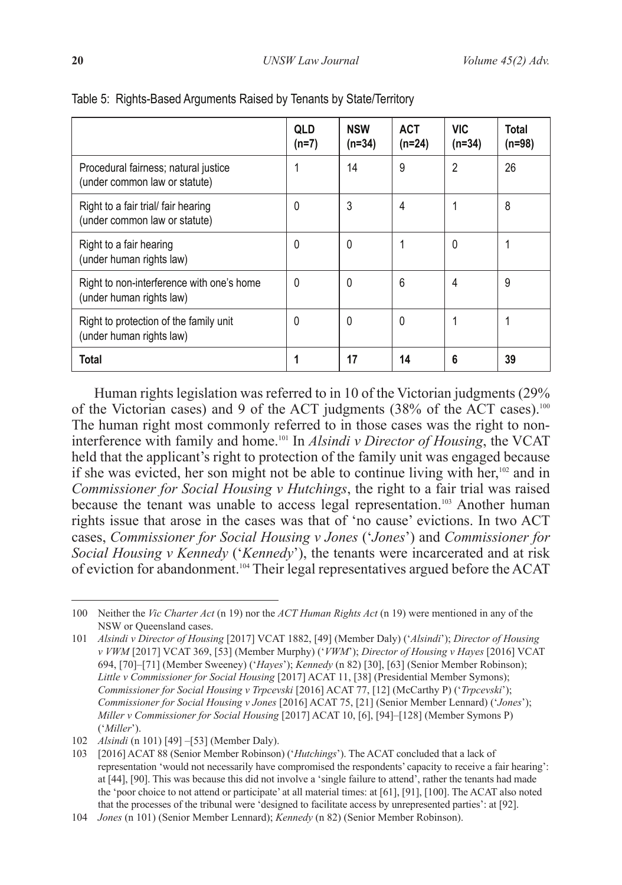Table 5: Rights-Based Arguments Raised by Tenants by State/Territory

| | QLD (n=7) | NSW (n=34) | ACT (n=24) | VIC (n=34) | Total (n=98) |
|---|---|---|---|---|---|
| Procedural fairness; natural justice (under common law or statute) | 1 | 14 | 9 | 2 | 26 |
| Right to a fair trial/ fair hearing (under common law or statute) | 0 | 3 | 4 | 1 | 8 |
| Right to a fair hearing (under human rights law) | 0 | 0 | 1 | 0 | 1 |
| Right to non-interference with one's home (under human rights law) | 0 | 0 | 6 | 4 | 9 |
| Right to protection of the family unit (under human rights law) | 0 | 0 | 0 | 1 | 1 |
| **Total** | **1** | **17** | **14** | **6** | **39** |

Human rights legislation was referred to in 10 of the Victorian judgments (29% of the Victorian cases) and 9 of the ACT judgments (38% of the ACT cases).[100] The human right most commonly referred to in those cases was the right to non-interference with family and home.[101] In *Alsindi v Director of Housing*, the VCAT held that the applicant's right to protection of the family unit was engaged because if she was evicted, her son might not be able to continue living with her,[102] and in *Commissioner for Social Housing v Hutchings*, the right to a fair trial was raised because the tenant was unable to access legal representation.[103] Another human rights issue that arose in the cases was that of 'no cause' evictions. In two ACT cases, *Commissioner for Social Housing v Jones* ('*Jones*') and *Commissioner for Social Housing v Kennedy* ('*Kennedy*'), the tenants were incarcerated and at risk of eviction for abandonment.[104] Their legal representatives argued before the ACAT

100 Neither the *Vic Charter Act* (n 19) nor the *ACT Human Rights Act* (n 19) were mentioned in any of the NSW or Queensland cases.

101 *Alsindi v Director of Housing* [2017] VCAT 1882, [49] (Member Daly) ('*Alsindi*'); *Director of Housing v VWM* [2017] VCAT 369, [53] (Member Murphy) ('*VWM*'); *Director of Housing v Hayes* [2016] VCAT 694, [70]–[71] (Member Sweeney) ('*Hayes*'); *Kennedy* (n 82) [30], [63] (Senior Member Robinson); *Little v Commissioner for Social Housing* [2017] ACAT 11, [38] (Presidential Member Symons); *Commissioner for Social Housing v Trpcevski* [2016] ACAT 77, [12] (McCarthy P) ('*Trpcevski*'); *Commissioner for Social Housing v Jones* [2016] ACAT 75, [21] (Senior Member Lennard) ('*Jones*'); *Miller v Commissioner for Social Housing* [2017] ACAT 10, [6], [94]–[128] (Member Symons P) ('*Miller*').

102 *Alsindi* (n 101) [49] –[53] (Member Daly).

103 [2016] ACAT 88 (Senior Member Robinson) ('*Hutchings*'). The ACAT concluded that a lack of representation 'would not necessarily have compromised the respondents' capacity to receive a fair hearing': at [44], [90]. This was because this did not involve a 'single failure to attend', rather the tenants had made the 'poor choice to not attend or participate' at all material times: at [61], [91], [100]. The ACAT also noted that the processes of the tribunal were 'designed to facilitate access by unrepresented parties': at [92].

104 *Jones* (n 101) (Senior Member Lennard); *Kennedy* (n 82) (Senior Member Robinson).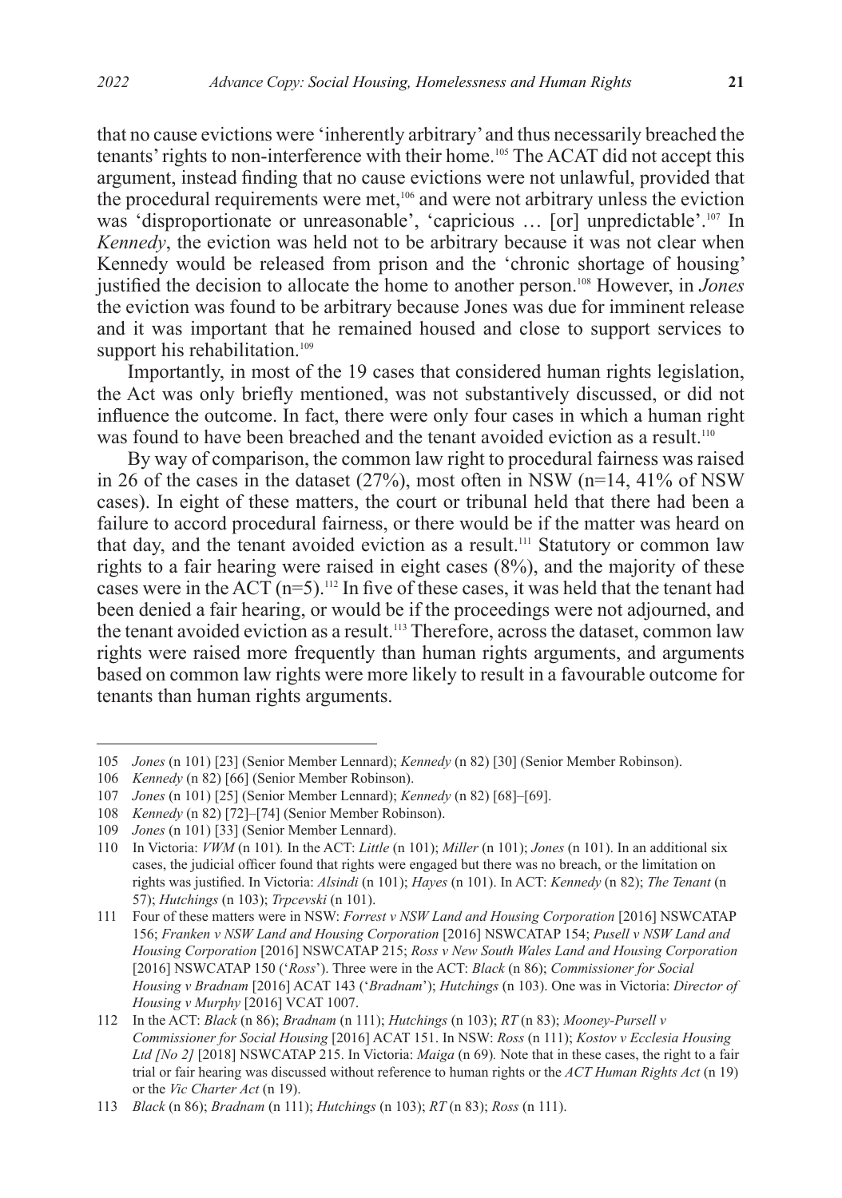that no cause evictions were 'inherently arbitrary' and thus necessarily breached the tenants' rights to non-interference with their home.[105] The ACAT did not accept this argument, instead finding that no cause evictions were not unlawful, provided that the procedural requirements were met,[106] and were not arbitrary unless the eviction was 'disproportionate or unreasonable', 'capricious … [or] unpredictable'.[107] In *Kennedy*, the eviction was held not to be arbitrary because it was not clear when Kennedy would be released from prison and the 'chronic shortage of housing' justified the decision to allocate the home to another person.[108] However, in *Jones* the eviction was found to be arbitrary because Jones was due for imminent release and it was important that he remained housed and close to support services to support his rehabilitation.[109]

Importantly, in most of the 19 cases that considered human rights legislation, the Act was only briefly mentioned, was not substantively discussed, or did not influence the outcome. In fact, there were only four cases in which a human right was found to have been breached and the tenant avoided eviction as a result.[110]

By way of comparison, the common law right to procedural fairness was raised in 26 of the cases in the dataset (27%), most often in NSW (n=14, 41% of NSW cases). In eight of these matters, the court or tribunal held that there had been a failure to accord procedural fairness, or there would be if the matter was heard on that day, and the tenant avoided eviction as a result.[111] Statutory or common law rights to a fair hearing were raised in eight cases (8%), and the majority of these cases were in the ACT (n=5).[112] In five of these cases, it was held that the tenant had been denied a fair hearing, or would be if the proceedings were not adjourned, and the tenant avoided eviction as a result.[113] Therefore, across the dataset, common law rights were raised more frequently than human rights arguments, and arguments based on common law rights were more likely to result in a favourable outcome for tenants than human rights arguments.

---

105 *Jones* (n 101) [23] (Senior Member Lennard); *Kennedy* (n 82) [30] (Senior Member Robinson).

106 *Kennedy* (n 82) [66] (Senior Member Robinson).

107 *Jones* (n 101) [25] (Senior Member Lennard); *Kennedy* (n 82) [68]–[69].

108 *Kennedy* (n 82) [72]–[74] (Senior Member Robinson).

109 *Jones* (n 101) [33] (Senior Member Lennard).

110 In Victoria: *VWM* (n 101)*.* In the ACT: *Little* (n 101); *Miller* (n 101); *Jones* (n 101). In an additional six cases, the judicial officer found that rights were engaged but there was no breach, or the limitation on rights was justified. In Victoria: *Alsindi* (n 101); *Hayes* (n 101). In ACT: *Kennedy* (n 82); *The Tenant* (n 57); *Hutchings* (n 103); *Trpcevski* (n 101).

111 Four of these matters were in NSW: *Forrest v NSW Land and Housing Corporation* [2016] NSWCATAP 156; *Franken v NSW Land and Housing Corporation* [2016] NSWCATAP 154; *Pusell v NSW Land and Housing Corporation* [2016] NSWCATAP 215; *Ross v New South Wales Land and Housing Corporation* [2016] NSWCATAP 150 ('*Ross*'). Three were in the ACT: *Black* (n 86); *Commissioner for Social Housing v Bradnam* [2016] ACAT 143 ('*Bradnam*'); *Hutchings* (n 103). One was in Victoria: *Director of Housing v Murphy* [2016] VCAT 1007.

112 In the ACT: *Black* (n 86); *Bradnam* (n 111); *Hutchings* (n 103); *RT* (n 83); *Mooney-Pursell v Commissioner for Social Housing* [2016] ACAT 151. In NSW: *Ross* (n 111); *Kostov v Ecclesia Housing Ltd [No 2]* [2018] NSWCATAP 215. In Victoria: *Maiga* (n 69)*.* Note that in these cases, the right to a fair trial or fair hearing was discussed without reference to human rights or the *ACT Human Rights Act* (n 19) or the *Vic Charter Act* (n 19).

113 *Black* (n 86); *Bradnam* (n 111); *Hutchings* (n 103); *RT* (n 83); *Ross* (n 111).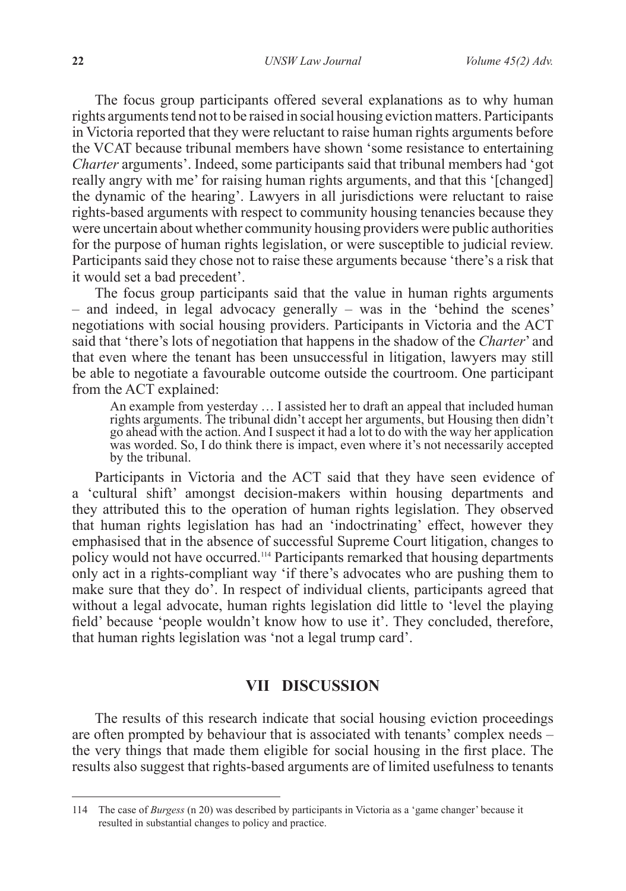The focus group participants offered several explanations as to why human rights arguments tend not to be raised in social housing eviction matters. Participants in Victoria reported that they were reluctant to raise human rights arguments before the VCAT because tribunal members have shown 'some resistance to entertaining *Charter* arguments'. Indeed, some participants said that tribunal members had 'got really angry with me' for raising human rights arguments, and that this '[changed] the dynamic of the hearing'. Lawyers in all jurisdictions were reluctant to raise rights-based arguments with respect to community housing tenancies because they were uncertain about whether community housing providers were public authorities for the purpose of human rights legislation, or were susceptible to judicial review. Participants said they chose not to raise these arguments because 'there's a risk that it would set a bad precedent'.

The focus group participants said that the value in human rights arguments – and indeed, in legal advocacy generally – was in the 'behind the scenes' negotiations with social housing providers. Participants in Victoria and the ACT said that 'there's lots of negotiation that happens in the shadow of the *Charter*' and that even where the tenant has been unsuccessful in litigation, lawyers may still be able to negotiate a favourable outcome outside the courtroom. One participant from the ACT explained:

> An example from yesterday … I assisted her to draft an appeal that included human rights arguments. The tribunal didn't accept her arguments, but Housing then didn't go ahead with the action. And I suspect it had a lot to do with the way her application was worded. So, I do think there is impact, even where it's not necessarily accepted by the tribunal.

Participants in Victoria and the ACT said that they have seen evidence of a 'cultural shift' amongst decision-makers within housing departments and they attributed this to the operation of human rights legislation. They observed that human rights legislation has had an 'indoctrinating' effect, however they emphasised that in the absence of successful Supreme Court litigation, changes to policy would not have occurred.[114] Participants remarked that housing departments only act in a rights-compliant way 'if there's advocates who are pushing them to make sure that they do'. In respect of individual clients, participants agreed that without a legal advocate, human rights legislation did little to 'level the playing field' because 'people wouldn't know how to use it'. They concluded, therefore, that human rights legislation was 'not a legal trump card'.

## VII DISCUSSION

The results of this research indicate that social housing eviction proceedings are often prompted by behaviour that is associated with tenants' complex needs – the very things that made them eligible for social housing in the first place. The results also suggest that rights-based arguments are of limited usefulness to tenants

---

114 The case of *Burgess* (n 20) was described by participants in Victoria as a 'game changer' because it resulted in substantial changes to policy and practice.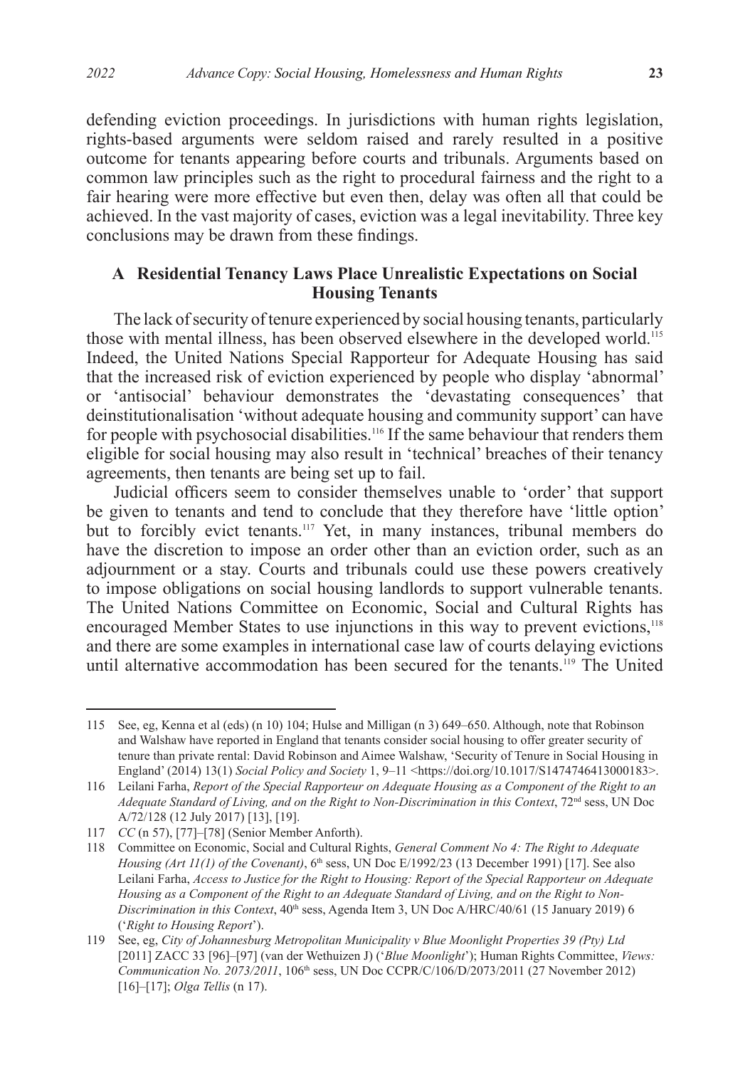defending eviction proceedings. In jurisdictions with human rights legislation, rights-based arguments were seldom raised and rarely resulted in a positive outcome for tenants appearing before courts and tribunals. Arguments based on common law principles such as the right to procedural fairness and the right to a fair hearing were more effective but even then, delay was often all that could be achieved. In the vast majority of cases, eviction was a legal inevitability. Three key conclusions may be drawn from these findings.

### A Residential Tenancy Laws Place Unrealistic Expectations on Social Housing Tenants

The lack of security of tenure experienced by social housing tenants, particularly those with mental illness, has been observed elsewhere in the developed world.[115] Indeed, the United Nations Special Rapporteur for Adequate Housing has said that the increased risk of eviction experienced by people who display 'abnormal' or 'antisocial' behaviour demonstrates the 'devastating consequences' that deinstitutionalisation 'without adequate housing and community support' can have for people with psychosocial disabilities.[116] If the same behaviour that renders them eligible for social housing may also result in 'technical' breaches of their tenancy agreements, then tenants are being set up to fail.

Judicial officers seem to consider themselves unable to 'order' that support be given to tenants and tend to conclude that they therefore have 'little option' but to forcibly evict tenants.[117] Yet, in many instances, tribunal members do have the discretion to impose an order other than an eviction order, such as an adjournment or a stay. Courts and tribunals could use these powers creatively to impose obligations on social housing landlords to support vulnerable tenants. The United Nations Committee on Economic, Social and Cultural Rights has encouraged Member States to use injunctions in this way to prevent evictions,[118] and there are some examples in international case law of courts delaying evictions until alternative accommodation has been secured for the tenants.[119] The United

---

115 See, eg, Kenna et al (eds) (n 10) 104; Hulse and Milligan (n 3) 649–650. Although, note that Robinson and Walshaw have reported in England that tenants consider social housing to offer greater security of tenure than private rental: David Robinson and Aimee Walshaw, 'Security of Tenure in Social Housing in England' (2014) 13(1) *Social Policy and Society* 1, 9–11 <https://doi.org/10.1017/S1474746413000183>.

116 Leilani Farha, *Report of the Special Rapporteur on Adequate Housing as a Component of the Right to an Adequate Standard of Living, and on the Right to Non-Discrimination in this Context*, 72nd sess, UN Doc A/72/128 (12 July 2017) [13], [19].

117 *CC* (n 57), [77]–[78] (Senior Member Anforth).

118 Committee on Economic, Social and Cultural Rights, *General Comment No 4: The Right to Adequate Housing (Art 11(1) of the Covenant)*, 6th sess, UN Doc E/1992/23 (13 December 1991) [17]. See also Leilani Farha, *Access to Justice for the Right to Housing: Report of the Special Rapporteur on Adequate Housing as a Component of the Right to an Adequate Standard of Living, and on the Right to Non-Discrimination in this Context*, 40th sess, Agenda Item 3, UN Doc A/HRC/40/61 (15 January 2019) 6 ('*Right to Housing Report*').

119 See, eg, *City of Johannesburg Metropolitan Municipality v Blue Moonlight Properties 39 (Pty) Ltd* [2011] ZACC 33 [96]–[97] (van der Wethuizen J) ('*Blue Moonlight*'); Human Rights Committee, *Views: Communication No. 2073/2011*, 106th sess, UN Doc CCPR/C/106/D/2073/2011 (27 November 2012) [16]–[17]; *Olga Tellis* (n 17).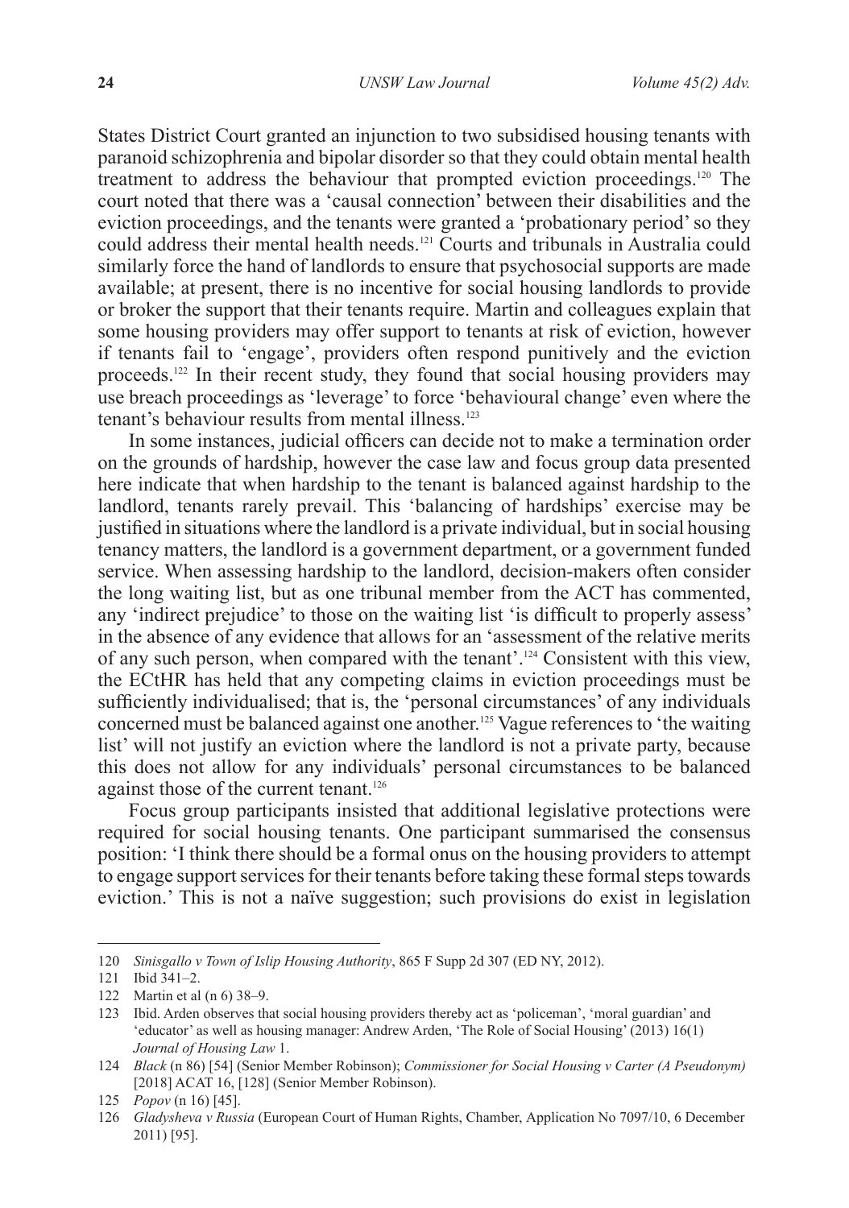States District Court granted an injunction to two subsidised housing tenants with paranoid schizophrenia and bipolar disorder so that they could obtain mental health treatment to address the behaviour that prompted eviction proceedings.[120] The court noted that there was a 'causal connection' between their disabilities and the eviction proceedings, and the tenants were granted a 'probationary period' so they could address their mental health needs.[121] Courts and tribunals in Australia could similarly force the hand of landlords to ensure that psychosocial supports are made available; at present, there is no incentive for social housing landlords to provide or broker the support that their tenants require. Martin and colleagues explain that some housing providers may offer support to tenants at risk of eviction, however if tenants fail to 'engage', providers often respond punitively and the eviction proceeds.[122] In their recent study, they found that social housing providers may use breach proceedings as 'leverage' to force 'behavioural change' even where the tenant's behaviour results from mental illness.[123]

In some instances, judicial officers can decide not to make a termination order on the grounds of hardship, however the case law and focus group data presented here indicate that when hardship to the tenant is balanced against hardship to the landlord, tenants rarely prevail. This 'balancing of hardships' exercise may be justified in situations where the landlord is a private individual, but in social housing tenancy matters, the landlord is a government department, or a government funded service. When assessing hardship to the landlord, decision-makers often consider the long waiting list, but as one tribunal member from the ACT has commented, any 'indirect prejudice' to those on the waiting list 'is difficult to properly assess' in the absence of any evidence that allows for an 'assessment of the relative merits of any such person, when compared with the tenant'.[124] Consistent with this view, the ECtHR has held that any competing claims in eviction proceedings must be sufficiently individualised; that is, the 'personal circumstances' of any individuals concerned must be balanced against one another.[125] Vague references to 'the waiting list' will not justify an eviction where the landlord is not a private party, because this does not allow for any individuals' personal circumstances to be balanced against those of the current tenant.[126]

Focus group participants insisted that additional legislative protections were required for social housing tenants. One participant summarised the consensus position: 'I think there should be a formal onus on the housing providers to attempt to engage support services for their tenants before taking these formal steps towards eviction.' This is not a naïve suggestion; such provisions do exist in legislation

---

120 *Sinisgallo v Town of Islip Housing Authority*, 865 F Supp 2d 307 (ED NY, 2012).

121 Ibid 341–2.

122 Martin et al (n 6) 38–9.

123 Ibid. Arden observes that social housing providers thereby act as 'policeman', 'moral guardian' and 'educator' as well as housing manager: Andrew Arden, 'The Role of Social Housing' (2013) 16(1) *Journal of Housing Law* 1.

124 *Black* (n 86) [54] (Senior Member Robinson); *Commissioner for Social Housing v Carter (A Pseudonym)* [2018] ACAT 16, [128] (Senior Member Robinson).

125 *Popov* (n 16) [45].

126 *Gladysheva v Russia* (European Court of Human Rights, Chamber, Application No 7097/10, 6 December 2011) [95].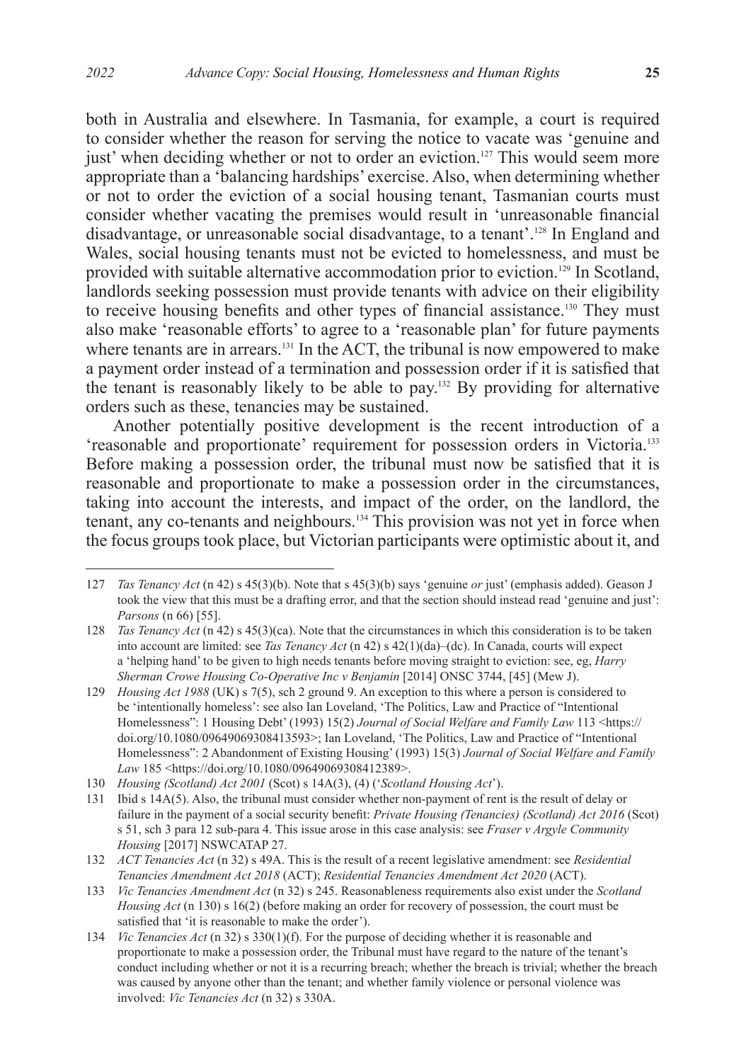both in Australia and elsewhere. In Tasmania, for example, a court is required to consider whether the reason for serving the notice to vacate was 'genuine and just' when deciding whether or not to order an eviction.[127] This would seem more appropriate than a 'balancing hardships' exercise. Also, when determining whether or not to order the eviction of a social housing tenant, Tasmanian courts must consider whether vacating the premises would result in 'unreasonable financial disadvantage, or unreasonable social disadvantage, to a tenant'.[128] In England and Wales, social housing tenants must not be evicted to homelessness, and must be provided with suitable alternative accommodation prior to eviction.[129] In Scotland, landlords seeking possession must provide tenants with advice on their eligibility to receive housing benefits and other types of financial assistance.[130] They must also make 'reasonable efforts' to agree to a 'reasonable plan' for future payments where tenants are in arrears.[131] In the ACT, the tribunal is now empowered to make a payment order instead of a termination and possession order if it is satisfied that the tenant is reasonably likely to be able to pay.[132] By providing for alternative orders such as these, tenancies may be sustained.

Another potentially positive development is the recent introduction of a 'reasonable and proportionate' requirement for possession orders in Victoria.[133] Before making a possession order, the tribunal must now be satisfied that it is reasonable and proportionate to make a possession order in the circumstances, taking into account the interests, and impact of the order, on the landlord, the tenant, any co-tenants and neighbours.[134] This provision was not yet in force when the focus groups took place, but Victorian participants were optimistic about it, and

---

127 *Tas Tenancy Act* (n 42) s 45(3)(b). Note that s 45(3)(b) says 'genuine *or* just' (emphasis added). Geason J took the view that this must be a drafting error, and that the section should instead read 'genuine and just': *Parsons* (n 66) [55].

128 *Tas Tenancy Act* (n 42) s 45(3)(ca). Note that the circumstances in which this consideration is to be taken into account are limited: see *Tas Tenancy Act* (n 42) s 42(1)(da)–(dc). In Canada, courts will expect a 'helping hand' to be given to high needs tenants before moving straight to eviction: see, eg, *Harry Sherman Crowe Housing Co-Operative Inc v Benjamin* [2014] ONSC 3744, [45] (Mew J).

129 *Housing Act 1988* (UK) s 7(5), sch 2 ground 9. An exception to this where a person is considered to be 'intentionally homeless': see also Ian Loveland, 'The Politics, Law and Practice of "Intentional Homelessness": 1 Housing Debt' (1993) 15(2) *Journal of Social Welfare and Family Law* 113 <https://doi.org/10.1080/09649069308413593>; Ian Loveland, 'The Politics, Law and Practice of "Intentional Homelessness": 2 Abandonment of Existing Housing' (1993) 15(3) *Journal of Social Welfare and Family Law* 185 <https://doi.org/10.1080/09649069308412389>.

130 *Housing (Scotland) Act 2001* (Scot) s 14A(3), (4) ('*Scotland Housing Act*').

131 Ibid s 14A(5). Also, the tribunal must consider whether non-payment of rent is the result of delay or failure in the payment of a social security benefit: *Private Housing (Tenancies) (Scotland) Act 2016* (Scot) s 51, sch 3 para 12 sub-para 4. This issue arose in this case analysis: see *Fraser v Argyle Community Housing* [2017] NSWCATAP 27.

132 *ACT Tenancies Act* (n 32) s 49A. This is the result of a recent legislative amendment: see *Residential Tenancies Amendment Act 2018* (ACT); *Residential Tenancies Amendment Act 2020* (ACT).

133 *Vic Tenancies Amendment Act* (n 32) s 245. Reasonableness requirements also exist under the *Scotland Housing Act* (n 130) s 16(2) (before making an order for recovery of possession, the court must be satisfied that 'it is reasonable to make the order').

134 *Vic Tenancies Act* (n 32) s 330(1)(f). For the purpose of deciding whether it is reasonable and proportionate to make a possession order, the Tribunal must have regard to the nature of the tenant's conduct including whether or not it is a recurring breach; whether the breach is trivial; whether the breach was caused by anyone other than the tenant; and whether family violence or personal violence was involved: *Vic Tenancies Act* (n 32) s 330A.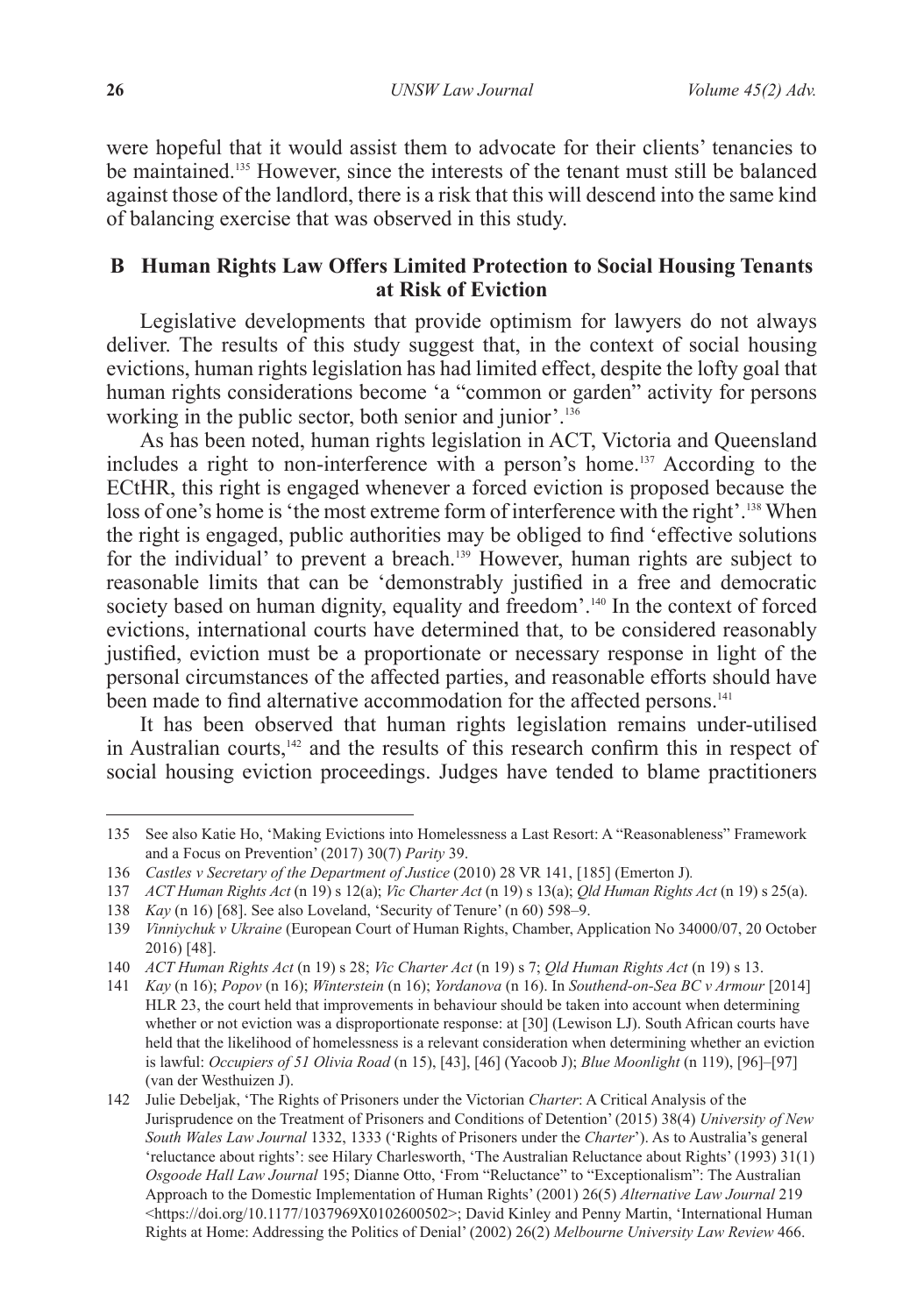were hopeful that it would assist them to advocate for their clients' tenancies to be maintained.[135] However, since the interests of the tenant must still be balanced against those of the landlord, there is a risk that this will descend into the same kind of balancing exercise that was observed in this study.

## B Human Rights Law Offers Limited Protection to Social Housing Tenants at Risk of Eviction

Legislative developments that provide optimism for lawyers do not always deliver. The results of this study suggest that, in the context of social housing evictions, human rights legislation has had limited effect, despite the lofty goal that human rights considerations become 'a "common or garden" activity for persons working in the public sector, both senior and junior'.[136]

As has been noted, human rights legislation in ACT, Victoria and Queensland includes a right to non-interference with a person's home.[137] According to the ECtHR, this right is engaged whenever a forced eviction is proposed because the loss of one's home is 'the most extreme form of interference with the right'.[138] When the right is engaged, public authorities may be obliged to find 'effective solutions for the individual' to prevent a breach.[139] However, human rights are subject to reasonable limits that can be 'demonstrably justified in a free and democratic society based on human dignity, equality and freedom'.[140] In the context of forced evictions, international courts have determined that, to be considered reasonably justified, eviction must be a proportionate or necessary response in light of the personal circumstances of the affected parties, and reasonable efforts should have been made to find alternative accommodation for the affected persons.[141]

It has been observed that human rights legislation remains under-utilised in Australian courts,[142] and the results of this research confirm this in respect of social housing eviction proceedings. Judges have tended to blame practitioners

---

135 See also Katie Ho, 'Making Evictions into Homelessness a Last Resort: A "Reasonableness" Framework and a Focus on Prevention' (2017) 30(7) *Parity* 39.

136 *Castles v Secretary of the Department of Justice* (2010) 28 VR 141, [185] (Emerton J).

137 *ACT Human Rights Act* (n 19) s 12(a); *Vic Charter Act* (n 19) s 13(a); *Qld Human Rights Act* (n 19) s 25(a).

138 *Kay* (n 16) [68]. See also Loveland, 'Security of Tenure' (n 60) 598–9.

139 *Vinniychuk v Ukraine* (European Court of Human Rights, Chamber, Application No 34000/07, 20 October 2016) [48].

140 *ACT Human Rights Act* (n 19) s 28; *Vic Charter Act* (n 19) s 7; *Qld Human Rights Act* (n 19) s 13.

141 *Kay* (n 16); *Popov* (n 16); *Winterstein* (n 16); *Yordanova* (n 16). In *Southend-on-Sea BC v Armour* [2014] HLR 23, the court held that improvements in behaviour should be taken into account when determining whether or not eviction was a disproportionate response: at [30] (Lewison LJ). South African courts have held that the likelihood of homelessness is a relevant consideration when determining whether an eviction is lawful: *Occupiers of 51 Olivia Road* (n 15), [43], [46] (Yacoob J); *Blue Moonlight* (n 119), [96]–[97] (van der Westhuizen J).

142 Julie Debeljak, 'The Rights of Prisoners under the Victorian *Charter*: A Critical Analysis of the Jurisprudence on the Treatment of Prisoners and Conditions of Detention' (2015) 38(4) *University of New South Wales Law Journal* 1332, 1333 ('Rights of Prisoners under the *Charter*'). As to Australia's general 'reluctance about rights': see Hilary Charlesworth, 'The Australian Reluctance about Rights' (1993) 31(1) *Osgoode Hall Law Journal* 195; Dianne Otto, 'From "Reluctance" to "Exceptionalism": The Australian Approach to the Domestic Implementation of Human Rights' (2001) 26(5) *Alternative Law Journal* 219 <https://doi.org/10.1177/1037969X0102600502>; David Kinley and Penny Martin, 'International Human Rights at Home: Addressing the Politics of Denial' (2002) 26(2) *Melbourne University Law Review* 466.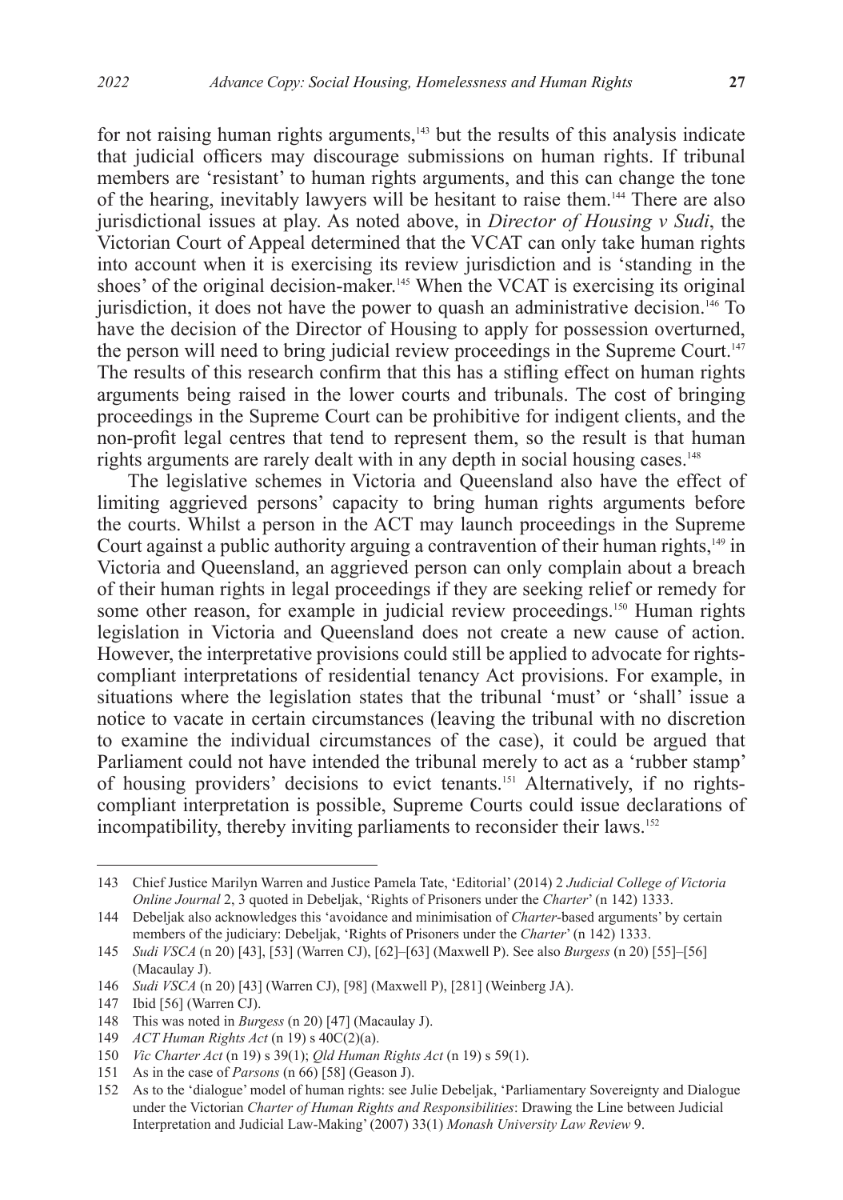for not raising human rights arguments,[143] but the results of this analysis indicate that judicial officers may discourage submissions on human rights. If tribunal members are 'resistant' to human rights arguments, and this can change the tone of the hearing, inevitably lawyers will be hesitant to raise them.[144] There are also jurisdictional issues at play. As noted above, in *Director of Housing v Sudi*, the Victorian Court of Appeal determined that the VCAT can only take human rights into account when it is exercising its review jurisdiction and is 'standing in the shoes' of the original decision-maker.[145] When the VCAT is exercising its original jurisdiction, it does not have the power to quash an administrative decision.[146] To have the decision of the Director of Housing to apply for possession overturned, the person will need to bring judicial review proceedings in the Supreme Court.[147] The results of this research confirm that this has a stifling effect on human rights arguments being raised in the lower courts and tribunals. The cost of bringing proceedings in the Supreme Court can be prohibitive for indigent clients, and the non-profit legal centres that tend to represent them, so the result is that human rights arguments are rarely dealt with in any depth in social housing cases.[148]

The legislative schemes in Victoria and Queensland also have the effect of limiting aggrieved persons' capacity to bring human rights arguments before the courts. Whilst a person in the ACT may launch proceedings in the Supreme Court against a public authority arguing a contravention of their human rights,[149] in Victoria and Queensland, an aggrieved person can only complain about a breach of their human rights in legal proceedings if they are seeking relief or remedy for some other reason, for example in judicial review proceedings.[150] Human rights legislation in Victoria and Queensland does not create a new cause of action. However, the interpretative provisions could still be applied to advocate for rights-compliant interpretations of residential tenancy Act provisions. For example, in situations where the legislation states that the tribunal 'must' or 'shall' issue a notice to vacate in certain circumstances (leaving the tribunal with no discretion to examine the individual circumstances of the case), it could be argued that Parliament could not have intended the tribunal merely to act as a 'rubber stamp' of housing providers' decisions to evict tenants.[151] Alternatively, if no rights-compliant interpretation is possible, Supreme Courts could issue declarations of incompatibility, thereby inviting parliaments to reconsider their laws.[152]

---

143 Chief Justice Marilyn Warren and Justice Pamela Tate, 'Editorial' (2014) 2 *Judicial College of Victoria Online Journal* 2, 3 quoted in Debeljak, 'Rights of Prisoners under the *Charter*' (n 142) 1333.

144 Debeljak also acknowledges this 'avoidance and minimisation of *Charter*-based arguments' by certain members of the judiciary: Debeljak, 'Rights of Prisoners under the *Charter*' (n 142) 1333.

145 *Sudi VSCA* (n 20) [43], [53] (Warren CJ), [62]–[63] (Maxwell P). See also *Burgess* (n 20) [55]–[56] (Macaulay J).

146 *Sudi VSCA* (n 20) [43] (Warren CJ), [98] (Maxwell P), [281] (Weinberg JA).

147 Ibid [56] (Warren CJ).

148 This was noted in *Burgess* (n 20) [47] (Macaulay J).

149 *ACT Human Rights Act* (n 19) s 40C(2)(a).

150 *Vic Charter Act* (n 19) s 39(1); *Qld Human Rights Act* (n 19) s 59(1).

151 As in the case of *Parsons* (n 66) [58] (Geason J).

152 As to the 'dialogue' model of human rights: see Julie Debeljak, 'Parliamentary Sovereignty and Dialogue under the Victorian *Charter of Human Rights and Responsibilities*: Drawing the Line between Judicial Interpretation and Judicial Law-Making' (2007) 33(1) *Monash University Law Review* 9.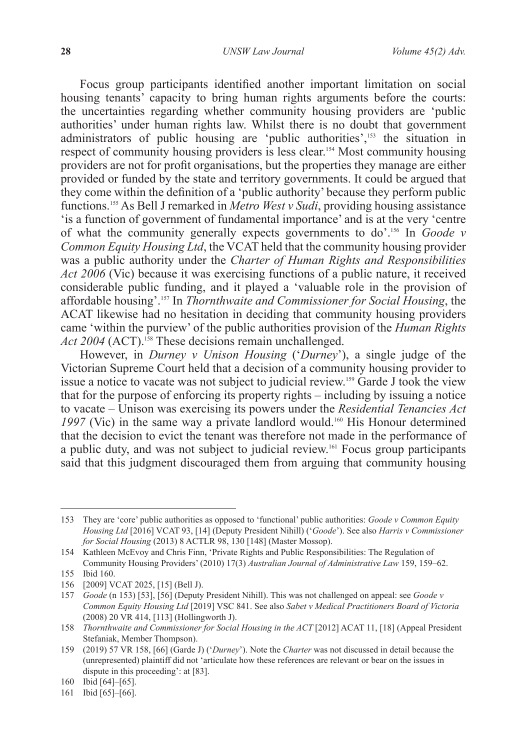Focus group participants identified another important limitation on social housing tenants' capacity to bring human rights arguments before the courts: the uncertainties regarding whether community housing providers are 'public authorities' under human rights law. Whilst there is no doubt that government administrators of public housing are 'public authorities',[153] the situation in respect of community housing providers is less clear.[154] Most community housing providers are not for profit organisations, but the properties they manage are either provided or funded by the state and territory governments. It could be argued that they come within the definition of a 'public authority' because they perform public functions.[155] As Bell J remarked in *Metro West v Sudi*, providing housing assistance 'is a function of government of fundamental importance' and is at the very 'centre of what the community generally expects governments to do'.[156] In *Goode v Common Equity Housing Ltd*, the VCAT held that the community housing provider was a public authority under the *Charter of Human Rights and Responsibilities Act 2006* (Vic) because it was exercising functions of a public nature, it received considerable public funding, and it played a 'valuable role in the provision of affordable housing'.[157] In *Thornthwaite and Commissioner for Social Housing*, the ACAT likewise had no hesitation in deciding that community housing providers came 'within the purview' of the public authorities provision of the *Human Rights Act 2004* (ACT).[158] These decisions remain unchallenged.

However, in *Durney v Unison Housing* ('*Durney*'), a single judge of the Victorian Supreme Court held that a decision of a community housing provider to issue a notice to vacate was not subject to judicial review.[159] Garde J took the view that for the purpose of enforcing its property rights – including by issuing a notice to vacate – Unison was exercising its powers under the *Residential Tenancies Act 1997* (Vic) in the same way a private landlord would.[160] His Honour determined that the decision to evict the tenant was therefore not made in the performance of a public duty, and was not subject to judicial review.[161] Focus group participants said that this judgment discouraged them from arguing that community housing

---

153 They are 'core' public authorities as opposed to 'functional' public authorities: *Goode v Common Equity Housing Ltd* [2016] VCAT 93, [14] (Deputy President Nihill) ('*Goode*'). See also *Harris v Commissioner for Social Housing* (2013) 8 ACTLR 98, 130 [148] (Master Mossop).

154 Kathleen McEvoy and Chris Finn, 'Private Rights and Public Responsibilities: The Regulation of Community Housing Providers' (2010) 17(3) *Australian Journal of Administrative Law* 159, 159–62.

155 Ibid 160.

156 [2009] VCAT 2025, [15] (Bell J).

157 *Goode* (n 153) [53], [56] (Deputy President Nihill). This was not challenged on appeal: see *Goode v Common Equity Housing Ltd* [2019] VSC 841. See also *Sabet v Medical Practitioners Board of Victoria* (2008) 20 VR 414, [113] (Hollingworth J).

158 *Thornthwaite and Commissioner for Social Housing in the ACT* [2012] ACAT 11, [18] (Appeal President Stefaniak, Member Thompson).

159 (2019) 57 VR 158, [66] (Garde J) ('*Durney*'). Note the *Charter* was not discussed in detail because the (unrepresented) plaintiff did not 'articulate how these references are relevant or bear on the issues in dispute in this proceeding': at [83].

160 Ibid [64]–[65].

161 Ibid [65]–[66].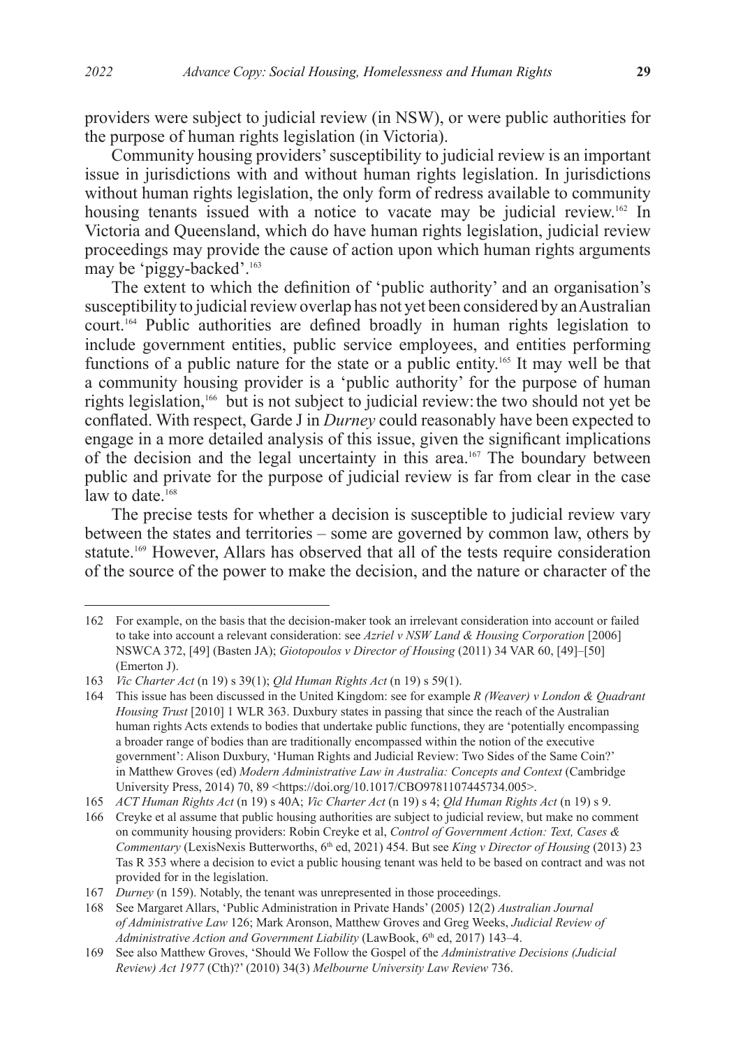providers were subject to judicial review (in NSW), or were public authorities for the purpose of human rights legislation (in Victoria).

Community housing providers' susceptibility to judicial review is an important issue in jurisdictions with and without human rights legislation. In jurisdictions without human rights legislation, the only form of redress available to community housing tenants issued with a notice to vacate may be judicial review.[162] In Victoria and Queensland, which do have human rights legislation, judicial review proceedings may provide the cause of action upon which human rights arguments may be 'piggy-backed'.[163]

The extent to which the definition of 'public authority' and an organisation's susceptibility to judicial review overlap has not yet been considered by an Australian court.[164] Public authorities are defined broadly in human rights legislation to include government entities, public service employees, and entities performing functions of a public nature for the state or a public entity.[165] It may well be that a community housing provider is a 'public authority' for the purpose of human rights legislation,[166] but is not subject to judicial review: the two should not yet be conflated. With respect, Garde J in *Durney* could reasonably have been expected to engage in a more detailed analysis of this issue, given the significant implications of the decision and the legal uncertainty in this area.[167] The boundary between public and private for the purpose of judicial review is far from clear in the case law to date.[168]

The precise tests for whether a decision is susceptible to judicial review vary between the states and territories – some are governed by common law, others by statute.[169] However, Allars has observed that all of the tests require consideration of the source of the power to make the decision, and the nature or character of the

---

162 For example, on the basis that the decision-maker took an irrelevant consideration into account or failed to take into account a relevant consideration: see *Azriel v NSW Land & Housing Corporation* [2006] NSWCA 372, [49] (Basten JA); *Giotopoulos v Director of Housing* (2011) 34 VAR 60, [49]–[50] (Emerton J).

163 *Vic Charter Act* (n 19) s 39(1); *Qld Human Rights Act* (n 19) s 59(1).

164 This issue has been discussed in the United Kingdom: see for example *R (Weaver) v London & Quadrant Housing Trust* [2010] 1 WLR 363. Duxbury states in passing that since the reach of the Australian human rights Acts extends to bodies that undertake public functions, they are 'potentially encompassing a broader range of bodies than are traditionally encompassed within the notion of the executive government': Alison Duxbury, 'Human Rights and Judicial Review: Two Sides of the Same Coin?' in Matthew Groves (ed) *Modern Administrative Law in Australia: Concepts and Context* (Cambridge University Press, 2014) 70, 89 <https://doi.org/10.1017/CBO9781107445734.005>.

165 *ACT Human Rights Act* (n 19) s 40A; *Vic Charter Act* (n 19) s 4; *Qld Human Rights Act* (n 19) s 9.

166 Creyke et al assume that public housing authorities are subject to judicial review, but make no comment on community housing providers: Robin Creyke et al, *Control of Government Action: Text, Cases & Commentary* (LexisNexis Butterworths, 6th ed, 2021) 454. But see *King v Director of Housing* (2013) 23 Tas R 353 where a decision to evict a public housing tenant was held to be based on contract and was not provided for in the legislation.

167 *Durney* (n 159). Notably, the tenant was unrepresented in those proceedings.

168 See Margaret Allars, 'Public Administration in Private Hands' (2005) 12(2) *Australian Journal of Administrative Law* 126; Mark Aronson, Matthew Groves and Greg Weeks, *Judicial Review of Administrative Action and Government Liability* (LawBook, 6th ed, 2017) 143–4.

169 See also Matthew Groves, 'Should We Follow the Gospel of the *Administrative Decisions (Judicial Review) Act 1977* (Cth)?' (2010) 34(3) *Melbourne University Law Review* 736.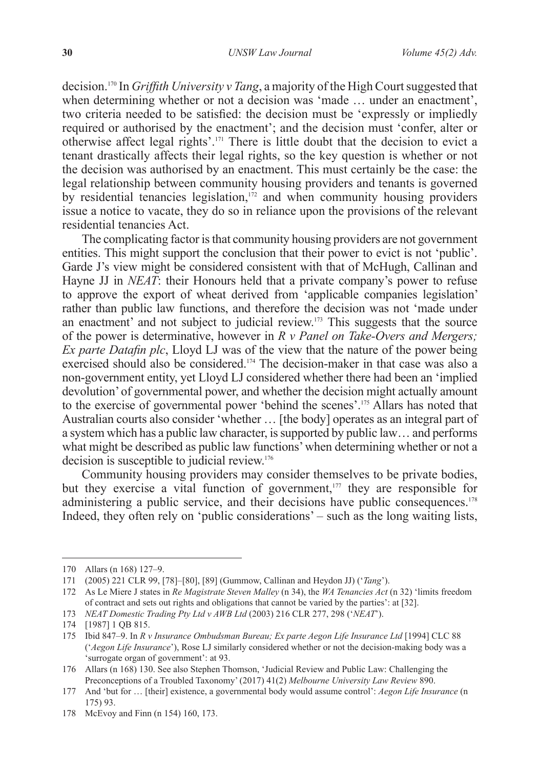decision.[170] In *Griffith University v Tang*, a majority of the High Court suggested that when determining whether or not a decision was 'made … under an enactment', two criteria needed to be satisfied: the decision must be 'expressly or impliedly required or authorised by the enactment'; and the decision must 'confer, alter or otherwise affect legal rights'.[171] There is little doubt that the decision to evict a tenant drastically affects their legal rights, so the key question is whether or not the decision was authorised by an enactment. This must certainly be the case: the legal relationship between community housing providers and tenants is governed by residential tenancies legislation,[172] and when community housing providers issue a notice to vacate, they do so in reliance upon the provisions of the relevant residential tenancies Act.

The complicating factor is that community housing providers are not government entities. This might support the conclusion that their power to evict is not 'public'. Garde J's view might be considered consistent with that of McHugh, Callinan and Hayne JJ in *NEAT*: their Honours held that a private company's power to refuse to approve the export of wheat derived from 'applicable companies legislation' rather than public law functions, and therefore the decision was not 'made under an enactment' and not subject to judicial review.[173] This suggests that the source of the power is determinative, however in *R v Panel on Take-Overs and Mergers; Ex parte Datafin plc*, Lloyd LJ was of the view that the nature of the power being exercised should also be considered.[174] The decision-maker in that case was also a non-government entity, yet Lloyd LJ considered whether there had been an 'implied devolution' of governmental power, and whether the decision might actually amount to the exercise of governmental power 'behind the scenes'.[175] Allars has noted that Australian courts also consider 'whether … [the body] operates as an integral part of a system which has a public law character, is supported by public law… and performs what might be described as public law functions' when determining whether or not a decision is susceptible to judicial review.[176]

Community housing providers may consider themselves to be private bodies, but they exercise a vital function of government,[177] they are responsible for administering a public service, and their decisions have public consequences.[178] Indeed, they often rely on 'public considerations' – such as the long waiting lists,

---

170 Allars (n 168) 127–9.

171 (2005) 221 CLR 99, [78]–[80], [89] (Gummow, Callinan and Heydon JJ) ('*Tang*').

172 As Le Miere J states in *Re Magistrate Steven Malley* (n 34), the *WA Tenancies Act* (n 32) 'limits freedom of contract and sets out rights and obligations that cannot be varied by the parties': at [32].

173 *NEAT Domestic Trading Pty Ltd v AWB Ltd* (2003) 216 CLR 277, 298 ('*NEAT*').

174 [1987] 1 QB 815.

175 Ibid 847–9. In *R v Insurance Ombudsman Bureau; Ex parte Aegon Life Insurance Ltd* [1994] CLC 88 ('*Aegon Life Insurance*'), Rose LJ similarly considered whether or not the decision-making body was a 'surrogate organ of government': at 93.

176 Allars (n 168) 130. See also Stephen Thomson, 'Judicial Review and Public Law: Challenging the Preconceptions of a Troubled Taxonomy' (2017) 41(2) *Melbourne University Law Review* 890.

177 And 'but for … [their] existence, a governmental body would assume control': *Aegon Life Insurance* (n 175) 93.

178 McEvoy and Finn (n 154) 160, 173.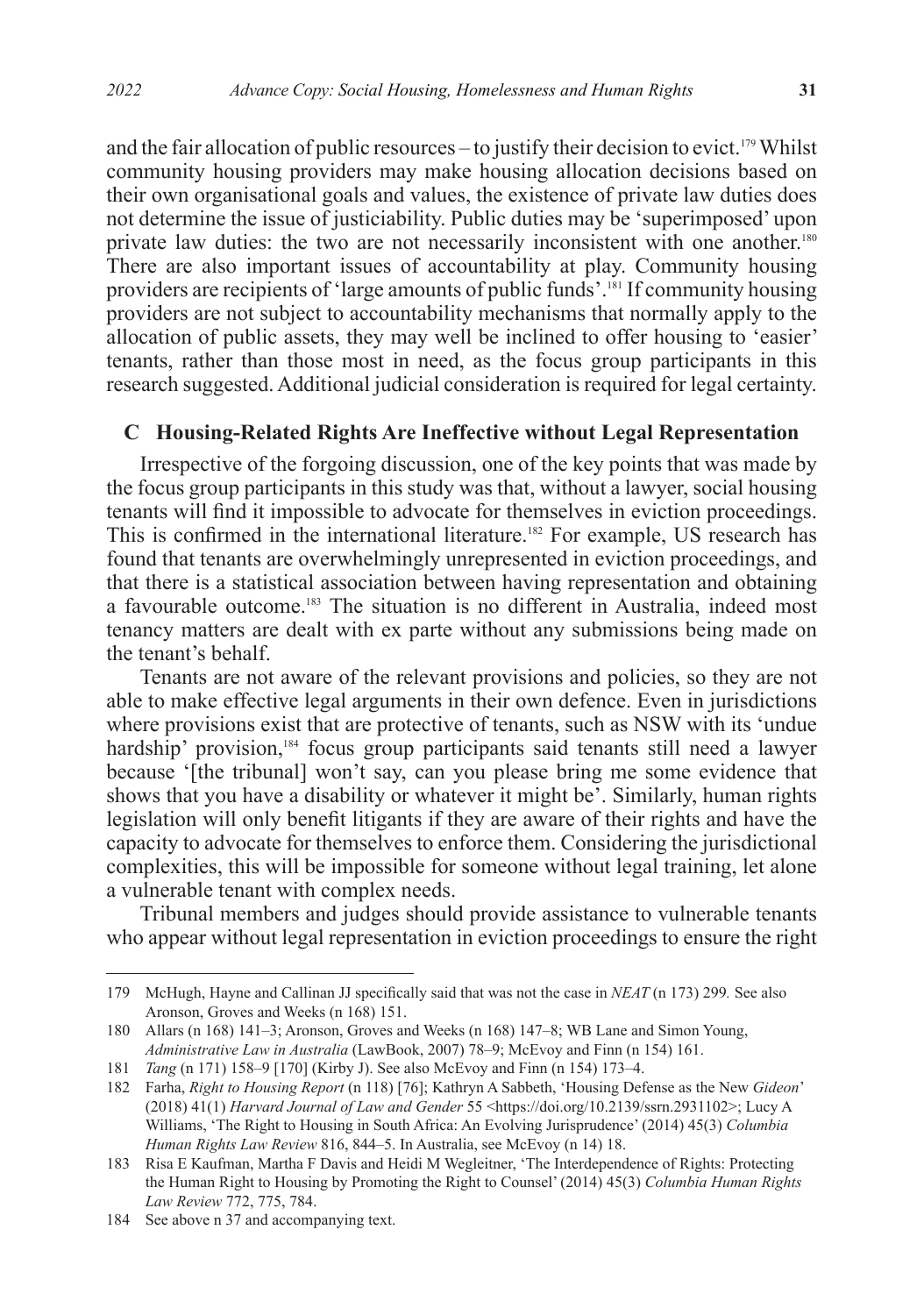and the fair allocation of public resources – to justify their decision to evict.[179] Whilst community housing providers may make housing allocation decisions based on their own organisational goals and values, the existence of private law duties does not determine the issue of justiciability. Public duties may be 'superimposed' upon private law duties: the two are not necessarily inconsistent with one another.[180] There are also important issues of accountability at play. Community housing providers are recipients of 'large amounts of public funds'.[181] If community housing providers are not subject to accountability mechanisms that normally apply to the allocation of public assets, they may well be inclined to offer housing to 'easier' tenants, rather than those most in need, as the focus group participants in this research suggested. Additional judicial consideration is required for legal certainty.

### C Housing-Related Rights Are Ineffective without Legal Representation

Irrespective of the forgoing discussion, one of the key points that was made by the focus group participants in this study was that, without a lawyer, social housing tenants will find it impossible to advocate for themselves in eviction proceedings. This is confirmed in the international literature.[182] For example, US research has found that tenants are overwhelmingly unrepresented in eviction proceedings, and that there is a statistical association between having representation and obtaining a favourable outcome.[183] The situation is no different in Australia, indeed most tenancy matters are dealt with ex parte without any submissions being made on the tenant's behalf.

Tenants are not aware of the relevant provisions and policies, so they are not able to make effective legal arguments in their own defence. Even in jurisdictions where provisions exist that are protective of tenants, such as NSW with its 'undue hardship' provision,[184] focus group participants said tenants still need a lawyer because '[the tribunal] won't say, can you please bring me some evidence that shows that you have a disability or whatever it might be'. Similarly, human rights legislation will only benefit litigants if they are aware of their rights and have the capacity to advocate for themselves to enforce them. Considering the jurisdictional complexities, this will be impossible for someone without legal training, let alone a vulnerable tenant with complex needs.

Tribunal members and judges should provide assistance to vulnerable tenants who appear without legal representation in eviction proceedings to ensure the right

---

179 McHugh, Hayne and Callinan JJ specifically said that was not the case in *NEAT* (n 173) 299*.* See also Aronson, Groves and Weeks (n 168) 151.

180 Allars (n 168) 141–3; Aronson, Groves and Weeks (n 168) 147–8; WB Lane and Simon Young, *Administrative Law in Australia* (LawBook, 2007) 78–9; McEvoy and Finn (n 154) 161.

181 *Tang* (n 171) 158–9 [170] (Kirby J). See also McEvoy and Finn (n 154) 173–4.

182 Farha, *Right to Housing Report* (n 118) [76]; Kathryn A Sabbeth, 'Housing Defense as the New *Gideon*' (2018) 41(1) *Harvard Journal of Law and Gender* 55 <https://doi.org/10.2139/ssrn.2931102>; Lucy A Williams, 'The Right to Housing in South Africa: An Evolving Jurisprudence' (2014) 45(3) *Columbia Human Rights Law Review* 816, 844–5. In Australia, see McEvoy (n 14) 18.

183 Risa E Kaufman, Martha F Davis and Heidi M Wegleitner, 'The Interdependence of Rights: Protecting the Human Right to Housing by Promoting the Right to Counsel' (2014) 45(3) *Columbia Human Rights Law Review* 772, 775, 784.

184 See above n 37 and accompanying text.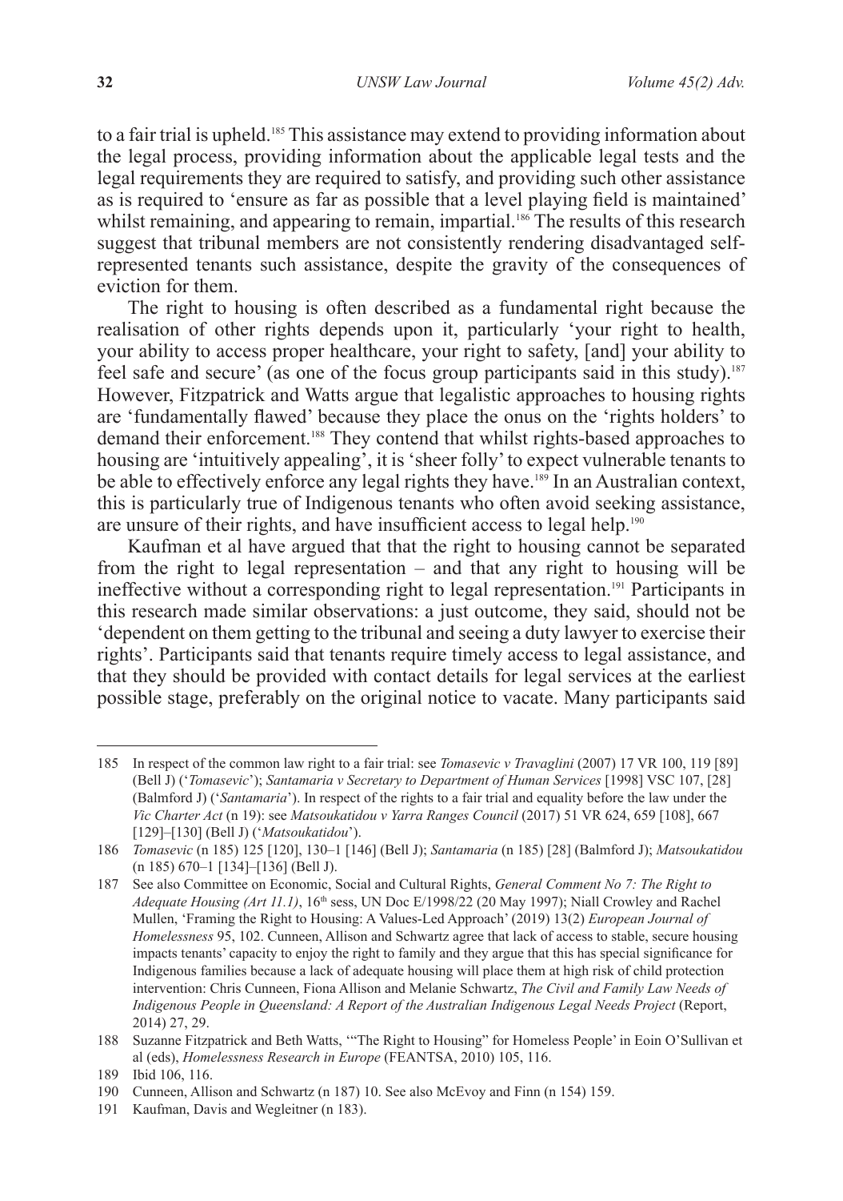to a fair trial is upheld.[185] This assistance may extend to providing information about the legal process, providing information about the applicable legal tests and the legal requirements they are required to satisfy, and providing such other assistance as is required to 'ensure as far as possible that a level playing field is maintained' whilst remaining, and appearing to remain, impartial.[186] The results of this research suggest that tribunal members are not consistently rendering disadvantaged self-represented tenants such assistance, despite the gravity of the consequences of eviction for them.

The right to housing is often described as a fundamental right because the realisation of other rights depends upon it, particularly 'your right to health, your ability to access proper healthcare, your right to safety, [and] your ability to feel safe and secure' (as one of the focus group participants said in this study).[187] However, Fitzpatrick and Watts argue that legalistic approaches to housing rights are 'fundamentally flawed' because they place the onus on the 'rights holders' to demand their enforcement.[188] They contend that whilst rights-based approaches to housing are 'intuitively appealing', it is 'sheer folly' to expect vulnerable tenants to be able to effectively enforce any legal rights they have.[189] In an Australian context, this is particularly true of Indigenous tenants who often avoid seeking assistance, are unsure of their rights, and have insufficient access to legal help.[190]

Kaufman et al have argued that that the right to housing cannot be separated from the right to legal representation – and that any right to housing will be ineffective without a corresponding right to legal representation.[191] Participants in this research made similar observations: a just outcome, they said, should not be 'dependent on them getting to the tribunal and seeing a duty lawyer to exercise their rights'. Participants said that tenants require timely access to legal assistance, and that they should be provided with contact details for legal services at the earliest possible stage, preferably on the original notice to vacate. Many participants said

---

185 In respect of the common law right to a fair trial: see *Tomasevic v Travaglini* (2007) 17 VR 100, 119 [89] (Bell J) ('*Tomasevic*'); *Santamaria v Secretary to Department of Human Services* [1998] VSC 107, [28] (Balmford J) ('*Santamaria*'). In respect of the rights to a fair trial and equality before the law under the *Vic Charter Act* (n 19): see *Matsoukatidou v Yarra Ranges Council* (2017) 51 VR 624, 659 [108], 667 [129]–[130] (Bell J) ('*Matsoukatidou*').

186 *Tomasevic* (n 185) 125 [120], 130–1 [146] (Bell J); *Santamaria* (n 185) [28] (Balmford J); *Matsoukatidou* (n 185) 670–1 [134]–[136] (Bell J).

187 See also Committee on Economic, Social and Cultural Rights, *General Comment No 7: The Right to Adequate Housing (Art 11.1)*, 16th sess, UN Doc E/1998/22 (20 May 1997); Niall Crowley and Rachel Mullen, 'Framing the Right to Housing: A Values-Led Approach' (2019) 13(2) *European Journal of Homelessness* 95, 102. Cunneen, Allison and Schwartz agree that lack of access to stable, secure housing impacts tenants' capacity to enjoy the right to family and they argue that this has special significance for Indigenous families because a lack of adequate housing will place them at high risk of child protection intervention: Chris Cunneen, Fiona Allison and Melanie Schwartz, *The Civil and Family Law Needs of Indigenous People in Queensland: A Report of the Australian Indigenous Legal Needs Project* (Report, 2014) 27, 29.

188 Suzanne Fitzpatrick and Beth Watts, '"The Right to Housing" for Homeless People' in Eoin O'Sullivan et al (eds), *Homelessness Research in Europe* (FEANTSA, 2010) 105, 116.

189 Ibid 106, 116.

190 Cunneen, Allison and Schwartz (n 187) 10. See also McEvoy and Finn (n 154) 159.

191 Kaufman, Davis and Wegleitner (n 183).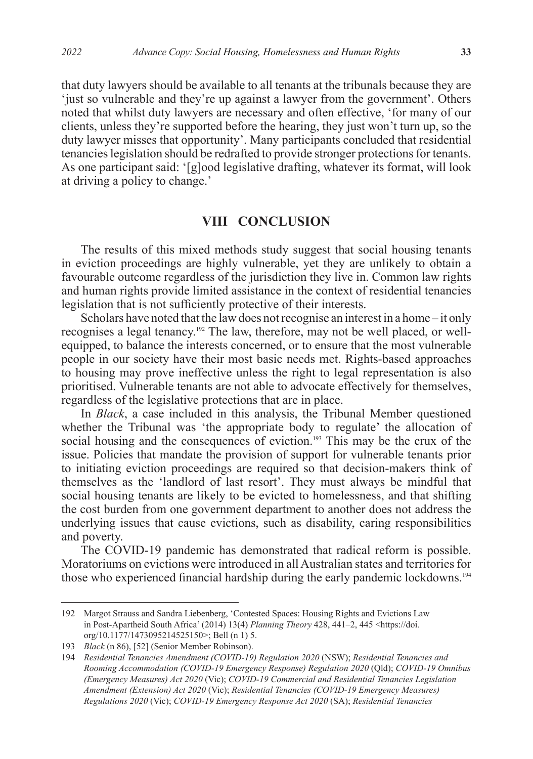that duty lawyers should be available to all tenants at the tribunals because they are 'just so vulnerable and they're up against a lawyer from the government'. Others noted that whilst duty lawyers are necessary and often effective, 'for many of our clients, unless they're supported before the hearing, they just won't turn up, so the duty lawyer misses that opportunity'. Many participants concluded that residential tenancies legislation should be redrafted to provide stronger protections for tenants. As one participant said: '[g]ood legislative drafting, whatever its format, will look at driving a policy to change.'

## VIII CONCLUSION

The results of this mixed methods study suggest that social housing tenants in eviction proceedings are highly vulnerable, yet they are unlikely to obtain a favourable outcome regardless of the jurisdiction they live in. Common law rights and human rights provide limited assistance in the context of residential tenancies legislation that is not sufficiently protective of their interests.

Scholars have noted that the law does not recognise an interest in a home – it only recognises a legal tenancy.[192] The law, therefore, may not be well placed, or well-equipped, to balance the interests concerned, or to ensure that the most vulnerable people in our society have their most basic needs met. Rights-based approaches to housing may prove ineffective unless the right to legal representation is also prioritised. Vulnerable tenants are not able to advocate effectively for themselves, regardless of the legislative protections that are in place.

In *Black*, a case included in this analysis, the Tribunal Member questioned whether the Tribunal was 'the appropriate body to regulate' the allocation of social housing and the consequences of eviction.[193] This may be the crux of the issue. Policies that mandate the provision of support for vulnerable tenants prior to initiating eviction proceedings are required so that decision-makers think of themselves as the 'landlord of last resort'. They must always be mindful that social housing tenants are likely to be evicted to homelessness, and that shifting the cost burden from one government department to another does not address the underlying issues that cause evictions, such as disability, caring responsibilities and poverty.

The COVID-19 pandemic has demonstrated that radical reform is possible. Moratoriums on evictions were introduced in all Australian states and territories for those who experienced financial hardship during the early pandemic lockdowns.[194]

---

192 Margot Strauss and Sandra Liebenberg, 'Contested Spaces: Housing Rights and Evictions Law in Post-Apartheid South Africa' (2014) 13(4) *Planning Theory* 428, 441–2, 445 <https://doi.org/10.1177/1473095214525150>; Bell (n 1) 5.

193 *Black* (n 86), [52] (Senior Member Robinson).

194 *Residential Tenancies Amendment (COVID-19) Regulation 2020* (NSW); *Residential Tenancies and Rooming Accommodation (COVID-19 Emergency Response) Regulation 2020* (Qld); *COVID-19 Omnibus (Emergency Measures) Act 2020* (Vic); *COVID-19 Commercial and Residential Tenancies Legislation Amendment (Extension) Act 2020* (Vic); *Residential Tenancies (COVID-19 Emergency Measures) Regulations 2020* (Vic); *COVID-19 Emergency Response Act 2020* (SA); *Residential Tenancies*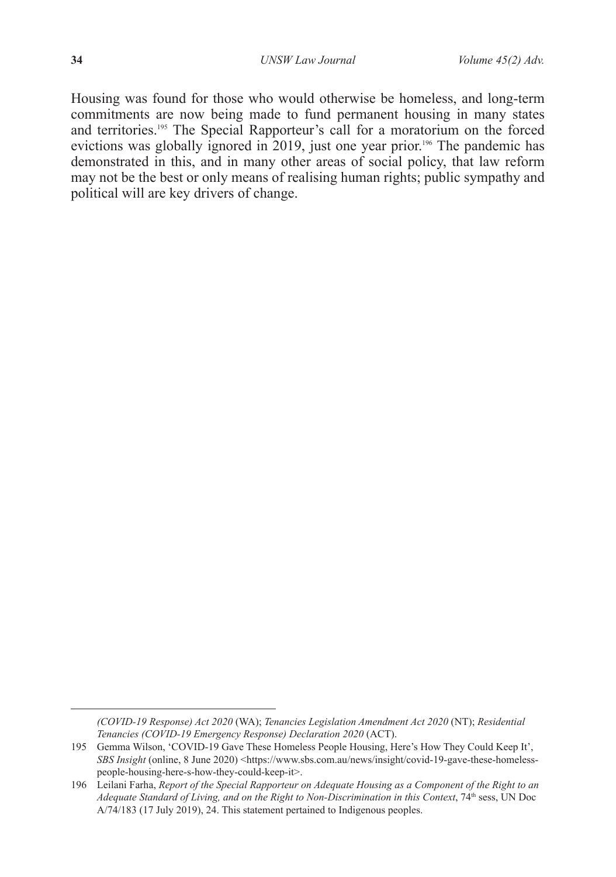Housing was found for those who would otherwise be homeless, and long-term commitments are now being made to fund permanent housing in many states and territories.[195] The Special Rapporteur's call for a moratorium on the forced evictions was globally ignored in 2019, just one year prior.[196] The pandemic has demonstrated in this, and in many other areas of social policy, that law reform may not be the best or only means of realising human rights; public sympathy and political will are key drivers of change.

---

*(COVID-19 Response) Act 2020* (WA); *Tenancies Legislation Amendment Act 2020* (NT); *Residential Tenancies (COVID-19 Emergency Response) Declaration 2020* (ACT).

195 Gemma Wilson, 'COVID-19 Gave These Homeless People Housing, Here's How They Could Keep It', *SBS Insight* (online, 8 June 2020) <https://www.sbs.com.au/news/insight/covid-19-gave-these-homeless-people-housing-here-s-how-they-could-keep-it>.

196 Leilani Farha, *Report of the Special Rapporteur on Adequate Housing as a Component of the Right to an Adequate Standard of Living, and on the Right to Non-Discrimination in this Context*, 74th sess, UN Doc A/74/183 (17 July 2019), 24. This statement pertained to Indigenous peoples.